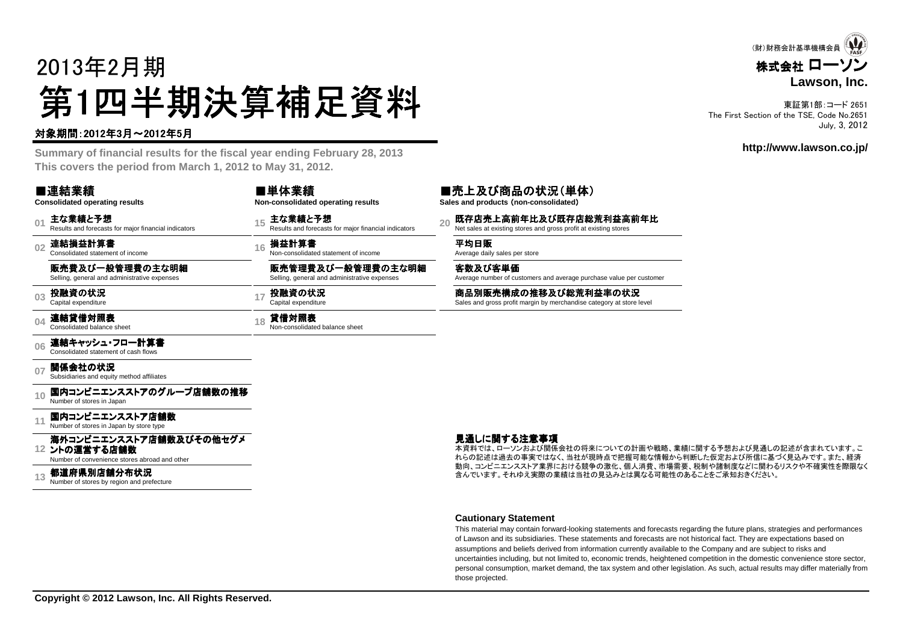(財)財務会計基準機構会員

**株式会社 ローソン**
**Lawson, Inc.**

東証第1部：コード 2651
The First Section of the TSE, Code No.2651
July, 3, 2012

**http://www.lawson.co.jp/**

# 2013年2月期
# 第1四半期決算補足資料

**対象期間：2012年3月～2012年5月**

**Summary of financial results for the fiscal year ending February 28, 2013**
**This covers the period from March 1, 2012 to May 31, 2012.**

## ■連結業績
**Consolidated operating results**

- 01 **主な業績と予想**
  Results and forecasts for major financial indicators
- 02 **連結損益計算書**
  Consolidated statement of income
  **販売費及び一般管理費の主な明細**
  Selling, general and administrative expenses
- 03 **投融資の状況**
  Capital expenditure
- 04 **連結貸借対照表**
  Consolidated balance sheet
- 06 **連結キャッシュ・フロー計算書**
  Consolidated statement of cash flows
- 07 **関係会社の状況**
  Subsidiaries and equity method affiliates
- 10 **国内コンビニエンスストアのグループ店舗数の推移**
  Number of stores in Japan
- 11 **国内コンビニエンスストア店舗数**
  Number of stores in Japan by store type
- 12 **海外コンビニエンスストア店舗数及びその他セグメントの運営する店舗数**
  Number of convenience stores abroad and other
- 13 **都道府県別店舗分布状況**
  Number of stores by region and prefecture

## ■単体業績
**Non-consolidated operating results**

- 15 **主な業績と予想**
  Results and forecasts for major financial indicators
- 16 **損益計算書**
  Non-consolidated statement of income
  **販売管理費及び一般管理費の主な明細**
  Selling, general and administrative expenses
- 17 **投融資の状況**
  Capital expenditure
- 18 **貸借対照表**
  Non-consolidated balance sheet

## ■売上及び商品の状況(単体)
**Sales and products (non-consolidated)**

- 20 **既存店売上高前年比及び既存店総荒利益高前年比**
  Net sales at existing stores and gross profit at existing stores
  **平均日販**
  Average daily sales per store
  **客数及び客単価**
  Average number of customers and average purchase value per customer
  **商品別販売構成の推移及び総荒利益率の状況**
  Sales and gross profit margin by merchandise category at store level

### 見通しに関する注意事項

本資料では、ローソンおよび関係会社の将来についての計画や戦略、業績に関する予想および見通しの記述が含まれています。これらの記述は過去の事実ではなく、当社が現時点で把握可能な情報から判断した仮定および所信に基づく見込みです。また、経済動向、コンビニエンスストア業界における競争の激化、個人消費、市場需要、税制や諸制度などに関わるリスクや不確実性を際限なく含んでいます。それゆえ実際の業績は当社の見込みとは異なる可能性のあることをご承知おきください。

### Cautionary Statement

This material may contain forward-looking statements and forecasts regarding the future plans, strategies and performances of Lawson and its subsidiaries. These statements and forecasts are not historical fact. They are expectations based on assumptions and beliefs derived from information currently available to the Company and are subject to risks and uncertainties including, but not limited to, economic trends, heightened competition in the domestic convenience store sector, personal consumption, market demand, the tax system and other legislation. As such, actual results may differ materially from those projected.

**Copyright © 2012 Lawson, Inc. All Rights Reserved.**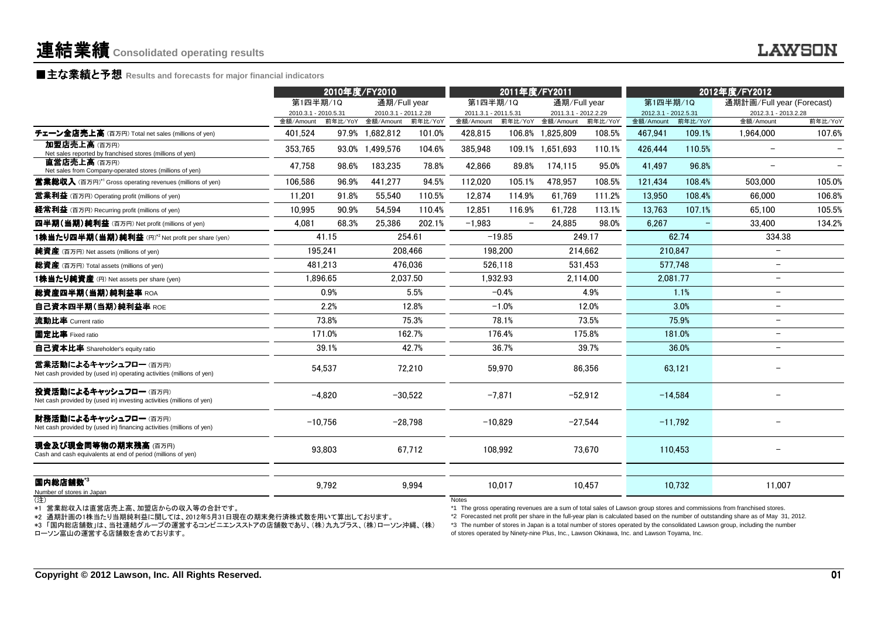# 連結業績 Consolidated operating results

## ■主な業績と予想 Results and forecasts for major financial indicators

| | 2010年度/FY2010 | | | | 2011年度/FY2011 | | | | 2012年度/FY2012 | | | |
|---|---|---|---|---|---|---|---|---|---|---|---|---|
| | 第1四半期/1Q 2010.3.1 - 2010.5.31 | | 通期/Full year 2010.3.1 - 2011.2.28 | | 第1四半期/1Q 2011.3.1 - 2011.5.31 | | 通期/Full year 2011.3.1 - 2012.2.29 | | 第1四半期/1Q 2012.3.1 - 2012.5.31 | | 通期計画/Full year (Forecast) 2012.3.1 - 2013.2.28 | |
| | 金額/Amount | 前年比/YoY | 金額/Amount | 前年比/YoY | 金額/Amount | 前年比/YoY | 金額/Amount | 前年比/YoY | 金額/Amount | 前年比/YoY | 金額/Amount | 前年比/YoY |
| チェーン全店売上高 (百万円) Total net sales (millions of yen) | 401,524 | 97.9% | 1,682,812 | 101.0% | 428,815 | 106.8% | 1,825,809 | 108.5% | 467,941 | 109.1% | 1,964,000 | 107.6% |
| 加盟店売上高 (百万円) Net sales reported by franchised stores (millions of yen) | 353,765 | 93.0% | 1,499,576 | 104.6% | 385,948 | 109.1% | 1,651,693 | 110.1% | 426,444 | 110.5% | − | − |
| 直営店売上高 (百万円) Net sales from Company-operated stores (millions of yen) | 47,758 | 98.6% | 183,235 | 78.8% | 42,866 | 89.8% | 174,115 | 95.0% | 41,497 | 96.8% | − | − |
| 営業総収入 (百万円)*1 Gross operating revenues (millions of yen) | 106,586 | 96.9% | 441,277 | 94.5% | 112,020 | 105.1% | 478,957 | 108.5% | 121,434 | 108.4% | 503,000 | 105.0% |
| 営業利益 (百万円) Operating profit (millions of yen) | 11,201 | 91.8% | 55,540 | 110.5% | 12,874 | 114.9% | 61,769 | 111.2% | 13,950 | 108.4% | 66,000 | 106.8% |
| 経常利益 (百万円) Recurring profit (millions of yen) | 10,995 | 90.9% | 54,594 | 110.4% | 12,851 | 116.9% | 61,728 | 113.1% | 13,763 | 107.1% | 65,100 | 105.5% |
| 四半期(当期)純利益 (百万円) Net profit (millions of yen) | 4,081 | 68.3% | 25,386 | 202.1% | −1,983 | − | 24,885 | 98.0% | 6,267 | − | 33,400 | 134.2% |
| 1株当たり四半期(当期)純利益 (円)*2 Net profit per share (yen) | 41.15 | | 254.61 | | −19.85 | | 249.17 | | 62.74 | | 334.38 | |
| 純資産 (百万円) Net assets (millions of yen) | 195,241 | | 208,466 | | 198,200 | | 214,662 | | 210,847 | | − | |
| 総資産 (百万円) Total assets (millions of yen) | 481,213 | | 476,036 | | 526,118 | | 531,453 | | 577,748 | | − | |
| 1株当たり純資産 (円) Net assets per share (yen) | 1,896.65 | | 2,037.50 | | 1,932.93 | | 2,114.00 | | 2,081.77 | | − | |
| 総資産四半期(当期)純利益率 ROA | 0.9% | | 5.5% | | −0.4% | | 4.9% | | 1.1% | | − | |
| 自己資本四半期(当期)純利益率 ROE | 2.2% | | 12.8% | | −1.0% | | 12.0% | | 3.0% | | − | |
| 流動比率 Current ratio | 73.8% | | 75.3% | | 78.1% | | 73.5% | | 75.9% | | − | |
| 固定比率 Fixed ratio | 171.0% | | 162.7% | | 176.4% | | 175.8% | | 181.0% | | − | |
| 自己資本比率 Shareholder's equity ratio | 39.1% | | 42.7% | | 36.7% | | 39.7% | | 36.0% | | − | |
| 営業活動によるキャッシュフロー (百万円) Net cash provided by (used in) operating activities (millions of yen) | 54,537 | | 72,210 | | 59,970 | | 86,356 | | 63,121 | | − | |
| 投資活動によるキャッシュフロー (百万円) Net cash provided by (used in) investing activities (millions of yen) | −4,820 | | −30,522 | | −7,871 | | −52,912 | | −14,584 | | − | |
| 財務活動によるキャッシュフロー (百万円) Net cash provided by (used in) financing activities (millions of yen) | −10,756 | | −28,798 | | −10,829 | | −27,544 | | −11,792 | | − | |
| 現金及び現金同等物の期末残高 (百万円) Cash and cash equivalents at end of period (millions of yen) | 93,803 | | 67,712 | | 108,992 | | 73,670 | | 110,453 | | − | |
| 国内総店舗数*3 Number of stores in Japan | 9,792 | | 9,994 | | 10,017 | | 10,457 | | 10,732 | | 11,007 | |

(注)
*1 営業総収入は直営店売上高、加盟店からの収入等の合計です。
*2 通期計画の1株当たり当期純利益に関しては、2012年5月31日現在の期末発行済株式数を用いて算出しております。
*3 「国内総店舗数」は、当社連結グループの運営するコンビニエンスストアの店舗数であり、(株)九九プラス、(株)ローソン沖縄、(株)ローソン富山の運営する店舗数を含めております。

Notes
*1 The gross operating revenues are a sum of total sales of Lawson group stores and commissions from franchised stores.
*2 Forecasted net profit per share in the full-year plan is calculated based on the number of outstanding share as of May 31, 2012.
*3 The number of stores in Japan is a total number of stores operated by the consolidated Lawson group, including the number of stores operated by Ninety-nine Plus, Inc., Lawson Okinawa, Inc. and Lawson Toyama, Inc.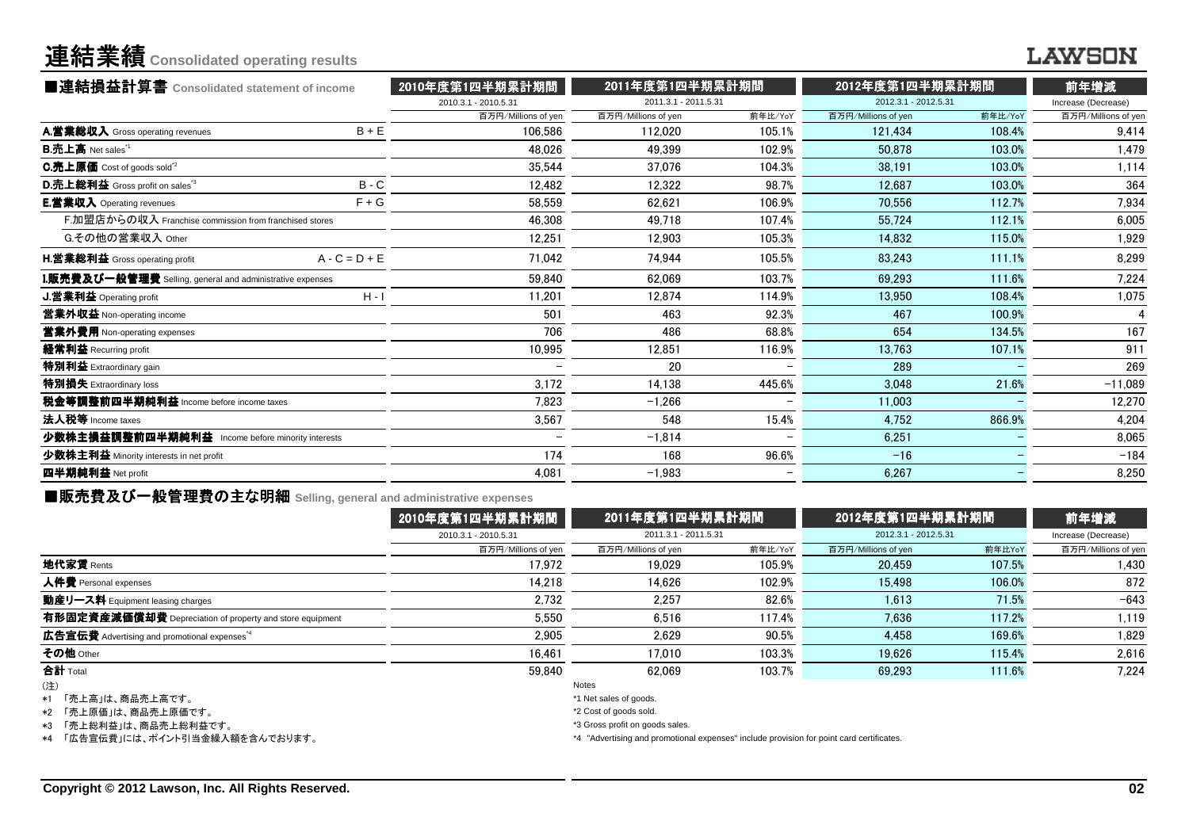# 連結業績 Consolidated operating results

## ■連結損益計算書 Consolidated statement of income

| | | 2010年度第1四半期累計期間 | 2011年度第1四半期累計期間 | | 2012年度第1四半期累計期間 | | 前年増減 |
|---|---|---|---|---|---|---|---|
| | | 2010.3.1 - 2010.5.31 | 2011.3.1 - 2011.5.31 | | 2012.3.1 - 2012.5.31 | | Increase (Decrease) |
| | | 百万円/Millions of yen | 百万円/Millions of yen | 前年比/YoY | 百万円/Millions of yen | 前年比/YoY | 百万円/Millions of yen |
| **A.営業総収入** Gross operating revenues | B + E | 106,586 | 112,020 | 105.1% | 121,434 | 108.4% | 9,414 |
| **B.売上高** Net sales*1 | | 48,026 | 49,399 | 102.9% | 50,878 | 103.0% | 1,479 |
| **C.売上原価** Cost of goods sold*2 | | 35,544 | 37,076 | 104.3% | 38,191 | 103.0% | 1,114 |
| **D.売上総利益** Gross profit on sales*3 | B - C | 12,482 | 12,322 | 98.7% | 12,687 | 103.0% | 364 |
| **E.営業収入** Operating revenues | F + G | 58,559 | 62,621 | 106.9% | 70,556 | 112.7% | 7,934 |
| F.加盟店からの収入 Franchise commission from franchised stores | | 46,308 | 49,718 | 107.4% | 55,724 | 112.1% | 6,005 |
| G.その他の営業収入 Other | | 12,251 | 12,903 | 105.3% | 14,832 | 115.0% | 1,929 |
| **H.営業総利益** Gross operating profit | A - C = D + E | 71,042 | 74,944 | 105.5% | 83,243 | 111.1% | 8,299 |
| **I.販売費及び一般管理費** Selling, general and administrative expenses | | 59,840 | 62,069 | 103.7% | 69,293 | 111.6% | 7,224 |
| **J.営業利益** Operating profit | H - I | 11,201 | 12,874 | 114.9% | 13,950 | 108.4% | 1,075 |
| **営業外収益** Non-operating income | | 501 | 463 | 92.3% | 467 | 100.9% | 4 |
| **営業外費用** Non-operating expenses | | 706 | 486 | 68.8% | 654 | 134.5% | 167 |
| **経常利益** Recurring profit | | 10,995 | 12,851 | 116.9% | 13,763 | 107.1% | 911 |
| **特別利益** Extraordinary gain | | – | 20 | – | 289 | – | 269 |
| **特別損失** Extraordinary loss | | 3,172 | 14,138 | 445.6% | 3,048 | 21.6% | −11,089 |
| **税金等調整前四半期純利益** Income before income taxes | | 7,823 | −1,266 | – | 11,003 | – | 12,270 |
| **法人税等** Income taxes | | 3,567 | 548 | 15.4% | 4,752 | 866.9% | 4,204 |
| **少数株主損益調整前四半期純利益** Income before minority interests | | – | −1,814 | – | 6,251 | – | 8,065 |
| **少数株主利益** Minority interests in net profit | | 174 | 168 | 96.6% | −16 | – | −184 |
| **四半期純利益** Net profit | | 4,081 | −1,983 | – | 6,267 | – | 8,250 |

## ■販売費及び一般管理費の主な明細 Selling, general and administrative expenses

| | 2010年度第1四半期累計期間 | 2011年度第1四半期累計期間 | | 2012年度第1四半期累計期間 | | 前年増減 |
|---|---|---|---|---|---|---|
| | 2010.3.1 - 2010.5.31 | 2011.3.1 - 2011.5.31 | | 2012.3.1 - 2012.5.31 | | Increase (Decrease) |
| | 百万円/Millions of yen | 百万円/Millions of yen | 前年比/YoY | 百万円/Millions of yen | 前年比YoY | 百万円/Millions of yen |
| **地代家賃** Rents | 17,972 | 19,029 | 105.9% | 20,459 | 107.5% | 1,430 |
| **人件費** Personal expenses | 14,218 | 14,626 | 102.9% | 15,498 | 106.0% | 872 |
| **動産リース料** Equipment leasing charges | 2,732 | 2,257 | 82.6% | 1,613 | 71.5% | −643 |
| **有形固定資産減価償却費** Depreciation of property and store equipment | 5,550 | 6,516 | 117.4% | 7,636 | 117.2% | 1,119 |
| **広告宣伝費** Advertising and promotional expenses*4 | 2,905 | 2,629 | 90.5% | 4,458 | 169.6% | 1,829 |
| **その他** Other | 16,461 | 17,010 | 103.3% | 19,626 | 115.4% | 2,616 |
| **合計** Total | 59,840 | 62,069 | 103.7% | 69,293 | 111.6% | 7,224 |

(注)
*1 「売上高」は、商品売上高です。
*2 「売上原価」は、商品売上原価です。
*3 「売上総利益」は、商品売上総利益です。
*4 「広告宣伝費」には、ポイント引当金繰入額を含んでおります。

Notes
*1 Net sales of goods.
*2 Cost of goods sold.
*3 Gross profit on goods sales.
*4 "Advertising and promotional expenses" include provision for point card certificates.

Copyright © 2012 Lawson, Inc. All Rights Reserved.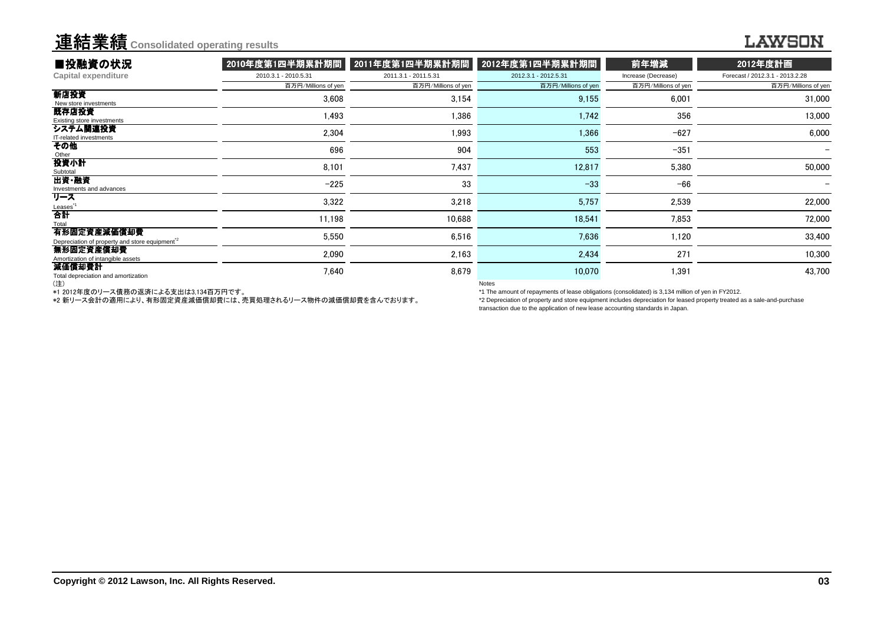# 連結業績 Consolidated operating results

## ■投融資の状況

**Capital expenditure**

| | 2010年度第1四半期累計期間 | 2011年度第1四半期累計期間 | 2012年度第1四半期累計期間 | 前年増減 | 2012年度計画 |
|---|---|---|---|---|---|
| | 2010.3.1 - 2010.5.31 | 2011.3.1 - 2011.5.31 | 2012.3.1 - 2012.5.31 | Increase (Decrease) | Forecast / 2012.3.1 - 2013.2.28 |
| | 百万円/Millions of yen | 百万円/Millions of yen | 百万円/Millions of yen | 百万円/Millions of yen | 百万円/Millions of yen |
| **新店投資**<br>New store investments | 3,608 | 3,154 | 9,155 | 6,001 | 31,000 |
| **既存店投資**<br>Existing store investments | 1,493 | 1,386 | 1,742 | 356 | 13,000 |
| **システム関連投資**<br>IT-related investments | 2,304 | 1,993 | 1,366 | -627 | 6,000 |
| **その他**<br>Other | 696 | 904 | 553 | -351 | - |
| **投資小計**<br>Subtotal | 8,101 | 7,437 | 12,817 | 5,380 | 50,000 |
| **出資・融資**<br>Investments and advances | -225 | 33 | -33 | -66 | - |
| **リース**<br>Leases[*1] | 3,322 | 3,218 | 5,757 | 2,539 | 22,000 |
| **合計**<br>Total | 11,198 | 10,688 | 18,541 | 7,853 | 72,000 |
| **有形固定資産減価償却費**<br>Depreciation of property and store equipment[*2] | 5,550 | 6,516 | 7,636 | 1,120 | 33,400 |
| **無形固定資産償却費**<br>Amortization of intangible assets | 2,090 | 2,163 | 2,434 | 271 | 10,300 |
| **減価償却費計**<br>Total depreciation and amortization | 7,640 | 8,679 | 10,070 | 1,391 | 43,700 |

（注）

*1 2012年度のリース債務の返済による支出は3,134百万円です。

*2 新リース会計の適用により、有形固定資産減価償却費には、売買処理されるリース物件の減価償却費を含んでおります。

Notes

*1 The amount of repayments of lease obligations (consolidated) is 3,134 million of yen in FY2012.

*2 Depreciation of property and store equipment includes depreciation for leased property treated as a sale-and-purchase transaction due to the application of new lease accounting standards in Japan.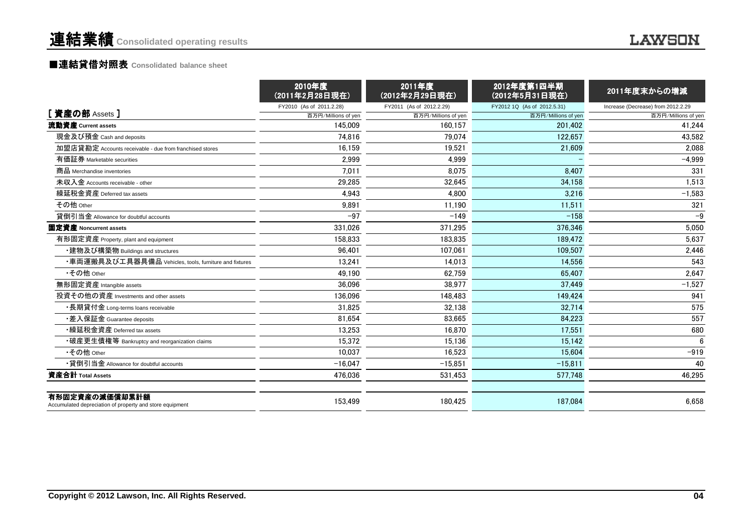# 連結業績 Consolidated operating results

## ■連結貸借対照表 Consolidated balance sheet

| | 2010年度 (2011年2月28日現在) | 2011年度 (2012年2月29日現在) | 2012年度第1四半期 (2012年5月31日現在) | 2011年度末からの増減 |
|---|---|---|---|---|
| | FY2010 (As of 2011.2.28) | FY2011 (As of 2012.2.29) | FY2012 1Q (As of 2012.5.31) | Increase (Decrease) from 2012.2.29 |
| [ 資産の部 Assets ] | 百万円/Millions of yen | 百万円/Millions of yen | 百万円/Millions of yen | 百万円/Millions of yen |
| **流動資産 Current assets** | 145,009 | 160,157 | 201,402 | 41,244 |
| 現金及び預金 Cash and deposits | 74,816 | 79,074 | 122,657 | 43,582 |
| 加盟店貸勘定 Accounts receivable - due from franchised stores | 16,159 | 19,521 | 21,609 | 2,088 |
| 有価証券 Marketable securities | 2,999 | 4,999 | – | −4,999 |
| 商品 Merchandise inventories | 7,011 | 8,075 | 8,407 | 331 |
| 未収入金 Accounts receivable - other | 29,285 | 32,645 | 34,158 | 1,513 |
| 繰延税金資産 Deferred tax assets | 4,943 | 4,800 | 3,216 | −1,583 |
| その他 Other | 9,891 | 11,190 | 11,511 | 321 |
| 貸倒引当金 Allowance for doubtful accounts | −97 | −149 | −158 | −9 |
| **固定資産 Noncurrent assets** | 331,026 | 371,295 | 376,346 | 5,050 |
| 有形固定資産 Property, plant and equipment | 158,833 | 183,835 | 189,472 | 5,637 |
| ・建物及び構築物 Buildings and structures | 96,401 | 107,061 | 109,507 | 2,446 |
| ・車両運搬具及び工具器具備品 Vehicles, tools, furniture and fixtures | 13,241 | 14,013 | 14,556 | 543 |
| ・その他 Other | 49,190 | 62,759 | 65,407 | 2,647 |
| 無形固定資産 Intangible assets | 36,096 | 38,977 | 37,449 | −1,527 |
| 投資その他の資産 Investments and other assets | 136,096 | 148,483 | 149,424 | 941 |
| ・長期貸付金 Long-terms loans receivable | 31,825 | 32,138 | 32,714 | 575 |
| ・差入保証金 Guarantee deposits | 81,654 | 83,665 | 84,223 | 557 |
| ・繰延税金資産 Deferred tax assets | 13,253 | 16,870 | 17,551 | 680 |
| ・破産更生債権等 Bankruptcy and reorganization claims | 15,372 | 15,136 | 15,142 | 6 |
| ・その他 Other | 10,037 | 16,523 | 15,604 | −919 |
| ・貸倒引当金 Allowance for doubtful accounts | −16,047 | −15,851 | −15,811 | 40 |
| **資産合計 Total Assets** | 476,036 | 531,453 | 577,748 | 46,295 |
| **有形固定資産の減価償却累計額** Accumulated depreciation of property and store equipment | 153,499 | 180,425 | 187,084 | 6,658 |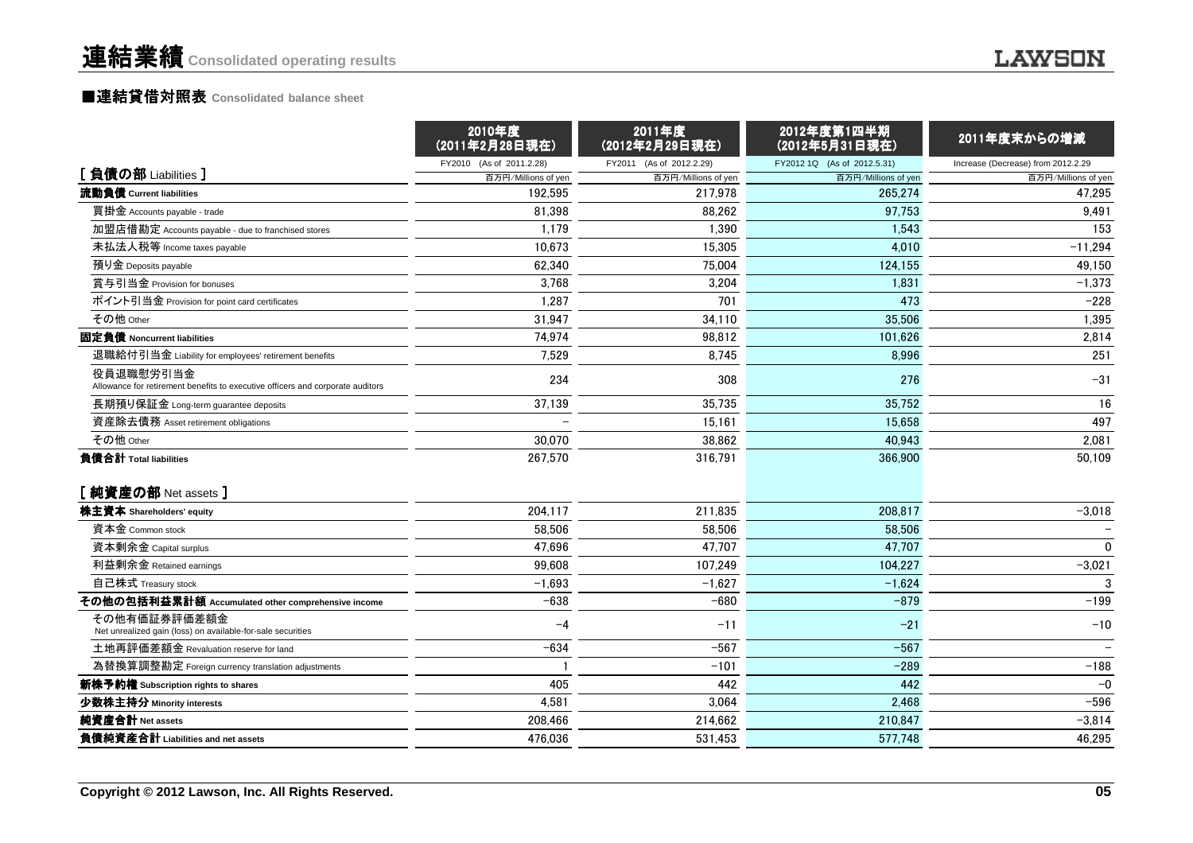# 連結業績 Consolidated operating results

## ■連結貸借対照表 Consolidated balance sheet

| | 2010年度 (2011年2月28日現在) | 2011年度 (2012年2月29日現在) | 2012年度第1四半期 (2012年5月31日現在) | 2011年度末からの増減 |
|---|---|---|---|---|
| | FY2010 (As of 2011.2.28) | FY2011 (As of 2012.2.29) | FY2012 1Q (As of 2012.5.31) | Increase (Decrease) from 2012.2.29 |
| **[ 負債の部 Liabilities ]** | 百万円/Millions of yen | 百万円/Millions of yen | 百万円/Millions of yen | 百万円/Millions of yen |
| **流動負債 Current liabilities** | 192,595 | 217,978 | 265,274 | 47,295 |
| 買掛金 Accounts payable - trade | 81,398 | 88,262 | 97,753 | 9,491 |
| 加盟店借勘定 Accounts payable - due to franchised stores | 1,179 | 1,390 | 1,543 | 153 |
| 未払法人税等 Income taxes payable | 10,673 | 15,305 | 4,010 | −11,294 |
| 預り金 Deposits payable | 62,340 | 75,004 | 124,155 | 49,150 |
| 賞与引当金 Provision for bonuses | 3,768 | 3,204 | 1,831 | −1,373 |
| ポイント引当金 Provision for point card certificates | 1,287 | 701 | 473 | −228 |
| その他 Other | 31,947 | 34,110 | 35,506 | 1,395 |
| **固定負債 Noncurrent liabilities** | 74,974 | 98,812 | 101,626 | 2,814 |
| 退職給付引当金 Liability for employees' retirement benefits | 7,529 | 8,745 | 8,996 | 251 |
| 役員退職慰労引当金 Allowance for retirement benefits to executive officers and corporate auditors | 234 | 308 | 276 | −31 |
| 長期預り保証金 Long-term guarantee deposits | 37,139 | 35,735 | 35,752 | 16 |
| 資産除去債務 Asset retirement obligations | − | 15,161 | 15,658 | 497 |
| その他 Other | 30,070 | 38,862 | 40,943 | 2,081 |
| **負債合計 Total liabilities** | 267,570 | 316,791 | 366,900 | 50,109 |
| **[ 純資産の部 Net assets ]** | | | | |
| **株主資本 Shareholders' equity** | 204,117 | 211,835 | 208,817 | −3,018 |
| 資本金 Common stock | 58,506 | 58,506 | 58,506 | − |
| 資本剰余金 Capital surplus | 47,696 | 47,707 | 47,707 | 0 |
| 利益剰余金 Retained earnings | 99,608 | 107,249 | 104,227 | −3,021 |
| 自己株式 Treasury stock | −1,693 | −1,627 | −1,624 | 3 |
| **その他の包括利益累計額 Accumulated other comprehensive income** | −638 | −680 | −879 | −199 |
| その他有価証券評価差額金 Net unrealized gain (loss) on available-for-sale securities | −4 | −11 | −21 | −10 |
| 土地再評価差額金 Revaluation reserve for land | −634 | −567 | −567 | − |
| 為替換算調整勘定 Foreign currency translation adjustments | 1 | −101 | −289 | −188 |
| **新株予約権 Subscription rights to shares** | 405 | 442 | 442 | −0 |
| **少数株主持分 Minority interests** | 4,581 | 3,064 | 2,468 | −596 |
| **純資産合計 Net assets** | 208,466 | 214,662 | 210,847 | −3,814 |
| **負債純資産合計 Liabilities and net assets** | 476,036 | 531,453 | 577,748 | 46,295 |

Copyright © 2012 Lawson, Inc. All Rights Reserved.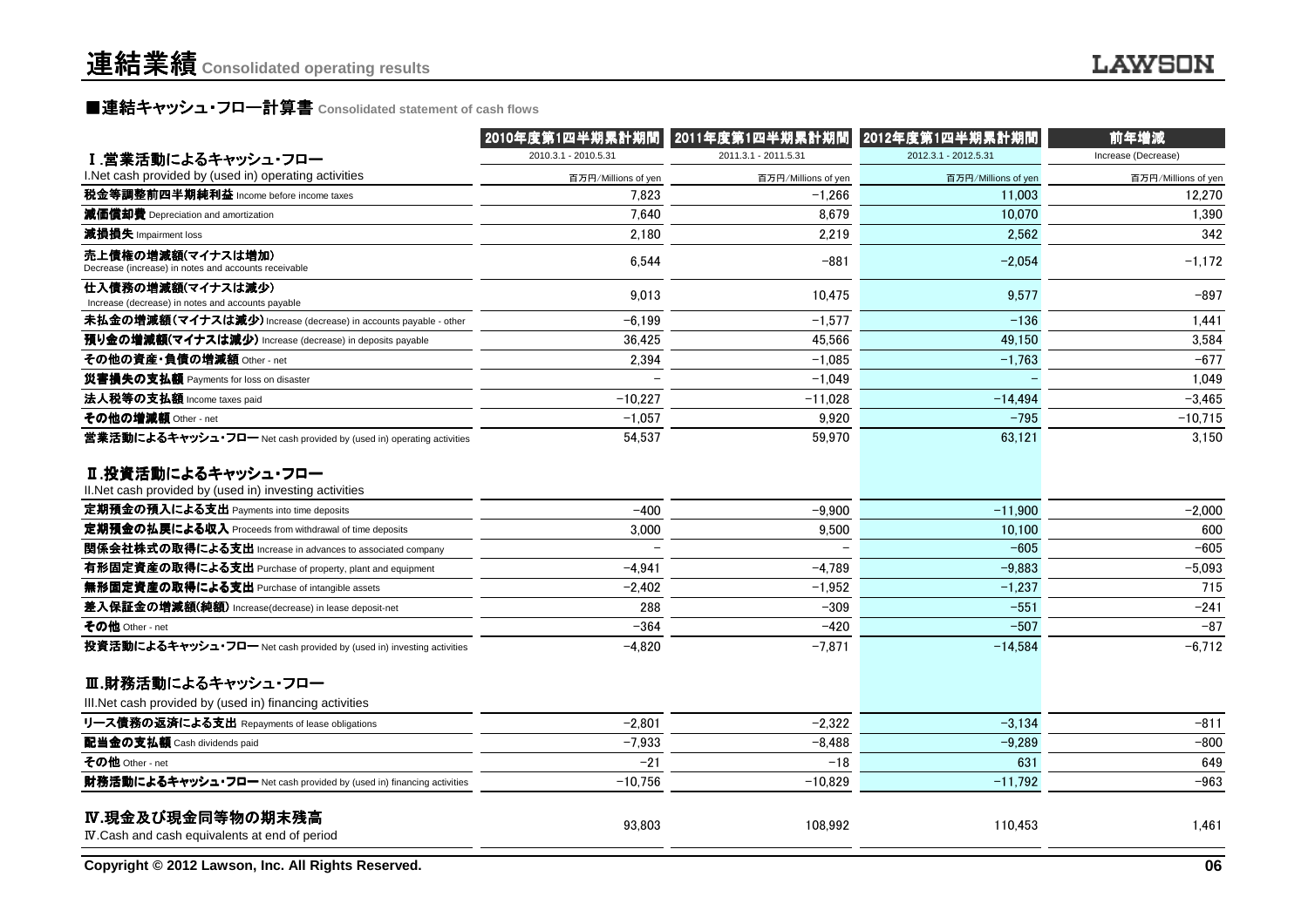# 連結業績 Consolidated operating results

## ■連結キャッシュ・フロー計算書 Consolidated statement of cash flows

| | 2010年度第1四半期累計期間 | 2011年度第1四半期累計期間 | 2012年度第1四半期累計期間 | 前年増減 |
|---|---|---|---|---|
| Ⅰ.営業活動によるキャッシュ・フロー | 2010.3.1 - 2010.5.31 | 2011.3.1 - 2011.5.31 | 2012.3.1 - 2012.5.31 | Increase (Decrease) |
| I.Net cash provided by (used in) operating activities | 百万円/Millions of yen | 百万円/Millions of yen | 百万円/Millions of yen | 百万円/Millions of yen |
| **税金等調整前四半期純利益** Income before income taxes | 7,823 | −1,266 | 11,003 | 12,270 |
| **減価償却費** Depreciation and amortization | 7,640 | 8,679 | 10,070 | 1,390 |
| **減損損失** Impairment loss | 2,180 | 2,219 | 2,562 | 342 |
| **売上債権の増減額(マイナスは増加)** Decrease (increase) in notes and accounts receivable | 6,544 | −881 | −2,054 | −1,172 |
| **仕入債務の増減額(マイナスは減少)** Increase (decrease) in notes and accounts payable | 9,013 | 10,475 | 9,577 | −897 |
| **未払金の増減額(マイナスは減少)** Increase (decrease) in accounts payable - other | −6,199 | −1,577 | −136 | 1,441 |
| **預り金の増減額(マイナスは減少)** Increase (decrease) in deposits payable | 36,425 | 45,566 | 49,150 | 3,584 |
| **その他の資産・負債の増減額** Other - net | 2,394 | −1,085 | −1,763 | −677 |
| **災害損失の支払額** Payments for loss on disaster | − | −1,049 | − | 1,049 |
| **法人税等の支払額** Income taxes paid | −10,227 | −11,028 | −14,494 | −3,465 |
| **その他の増減額** Other - net | −1,057 | 9,920 | −795 | −10,715 |
| **営業活動によるキャッシュ・フロー** Net cash provided by (used in) operating activities | 54,537 | 59,970 | 63,121 | 3,150 |
| **Ⅱ.投資活動によるキャッシュ・フロー** II.Net cash provided by (used in) investing activities | | | | |
| **定期預金の預入による支出** Payments into time deposits | −400 | −9,900 | −11,900 | −2,000 |
| **定期預金の払戻による収入** Proceeds from withdrawal of time deposits | 3,000 | 9,500 | 10,100 | 600 |
| **関係会社株式の取得による支出** Increase in advances to associated company | − | − | −605 | −605 |
| **有形固定資産の取得による支出** Purchase of property, plant and equipment | −4,941 | −4,789 | −9,883 | −5,093 |
| **無形固定資産の取得による支出** Purchase of intangible assets | −2,402 | −1,952 | −1,237 | 715 |
| **差入保証金の増減額(純額)** Increase(decrease) in lease deposit-net | 288 | −309 | −551 | −241 |
| **その他** Other - net | −364 | −420 | −507 | −87 |
| **投資活動によるキャッシュ・フロー** Net cash provided by (used in) investing activities | −4,820 | −7,871 | −14,584 | −6,712 |
| **Ⅲ.財務活動によるキャッシュ・フロー** III.Net cash provided by (used in) financing activities | | | | |
| **リース債務の返済による支出** Repayments of lease obligations | −2,801 | −2,322 | −3,134 | −811 |
| **配当金の支払額** Cash dividends paid | −7,933 | −8,488 | −9,289 | −800 |
| **その他** Other - net | −21 | −18 | 631 | 649 |
| **財務活動によるキャッシュ・フロー** Net cash provided by (used in) financing activities | −10,756 | −10,829 | −11,792 | −963 |
| **Ⅳ.現金及び現金同等物の期末残高** Ⅳ.Cash and cash equivalents at end of period | 93,803 | 108,992 | 110,453 | 1,461 |

Copyright © 2012 Lawson, Inc. All Rights Reserved.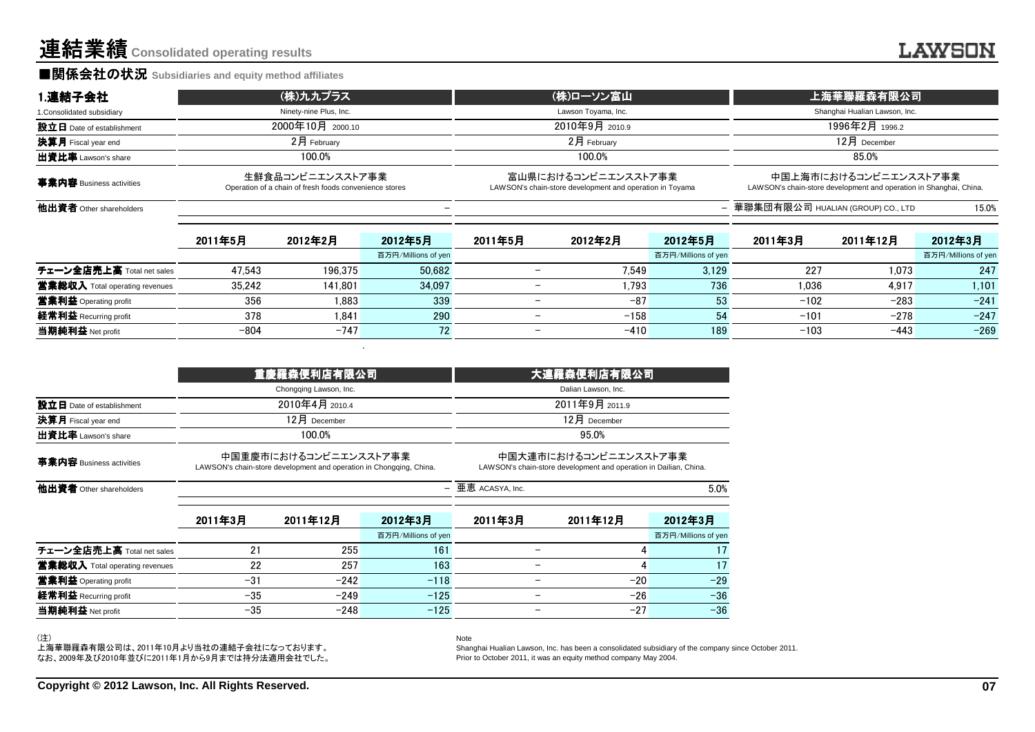# 連結業績 Consolidated operating results

## ■関係会社の状況 Subsidiaries and equity method affiliates

### 1.連結子会社 1.Consolidated subsidiary

| | (株)九九プラス | | | (株)ローソン富山 | | | 上海華聯羅森有限公司 | | |
|---|---|---|---|---|---|---|---|---|---|
| | Ninety-nine Plus, Inc. | | | Lawson Toyama, Inc. | | | Shanghai Hualian Lawson, Inc. | | |
| **設立日** Date of establishment | 2000年10月 2000.10 | | | 2010年9月 2010.9 | | | 1996年2月 1996.2 | | |
| **決算月** Fiscal year end | 2月 February | | | 2月 February | | | 12月 December | | |
| **出資比率** Lawson's share | 100.0% | | | 100.0% | | | 85.0% | | |
| **事業内容** Business activities | 生鮮食品コンビニエンスストア事業 Operation of a chain of fresh foods convenience stores | | | 富山県におけるコンビニエンスストア事業 LAWSON's chain-store development and operation in Toyama | | | 中国上海市におけるコンビニエンスストア事業 LAWSON's chain-store development and operation in Shanghai, China. | | |
| **他出資者** Other shareholders | − | | | − | | | 華聯集団有限公司 HUALIAN (GROUP) CO., LTD 15.0% | | |
| | 2011年5月 | 2012年2月 | 2012年5月 百万円/Millions of yen | 2011年5月 | 2012年2月 | 2012年5月 百万円/Millions of yen | 2011年3月 | 2011年12月 | 2012年3月 百万円/Millions of yen |
| **チェーン全店売上高** Total net sales | 47,543 | 196,375 | 50,682 | − | 7,549 | 3,129 | 227 | 1,073 | 247 |
| **営業総収入** Total operating revenues | 35,242 | 141,801 | 34,097 | − | 1,793 | 736 | 1,036 | 4,917 | 1,101 |
| **営業利益** Operating profit | 356 | 1,883 | 339 | − | −87 | 53 | −102 | −283 | −241 |
| **経常利益** Recurring profit | 378 | 1,841 | 290 | − | −158 | 54 | −101 | −278 | −247 |
| **当期純利益** Net profit | −804 | −747 | 72 | − | −410 | 189 | −103 | −443 | −269 |

| | 重慶羅森便利店有限公司 | | | 大連羅森便利店有限公司 | | |
|---|---|---|---|---|---|---|
| | Chongqing Lawson, Inc. | | | Dalian Lawson, Inc. | | |
| **設立日** Date of establishment | 2010年4月 2010.4 | | | 2011年9月 2011.9 | | |
| **決算月** Fiscal year end | 12月 December | | | 12月 December | | |
| **出資比率** Lawson's share | 100.0% | | | 95.0% | | |
| **事業内容** Business activities | 中国重慶市におけるコンビニエンスストア事業 LAWSON's chain-store development and operation in Chongqing, China. | | | 中国大連市におけるコンビニエンスストア事業 LAWSON's chain-store development and operation in Dailian, China. | | |
| **他出資者** Other shareholders | − | | | 亜恵 ACASYA, Inc. 5.0% | | |
| | 2011年3月 | 2011年12月 | 2012年3月 百万円/Millions of yen | 2011年3月 | 2011年12月 | 2012年3月 百万円/Millions of yen |
| **チェーン全店売上高** Total net sales | 21 | 255 | 161 | − | 4 | 17 |
| **営業総収入** Total operating revenues | 22 | 257 | 163 | − | 4 | 17 |
| **営業利益** Operating profit | −31 | −242 | −118 | − | −20 | −29 |
| **経常利益** Recurring profit | −35 | −249 | −125 | − | −26 | −36 |
| **当期純利益** Net profit | −35 | −248 | −125 | − | −27 | −36 |

(注)
上海華聯羅森有限公司は、2011年10月より当社の連結子会社になっております。
なお、2009年及び2010年並びに2011年1月から9月までは持分法適用会社でした。

Note
Shanghai Hualian Lawson, Inc. has been a consolidated subsidiary of the company since October 2011.
Prior to October 2011, it was an equity method company May 2004.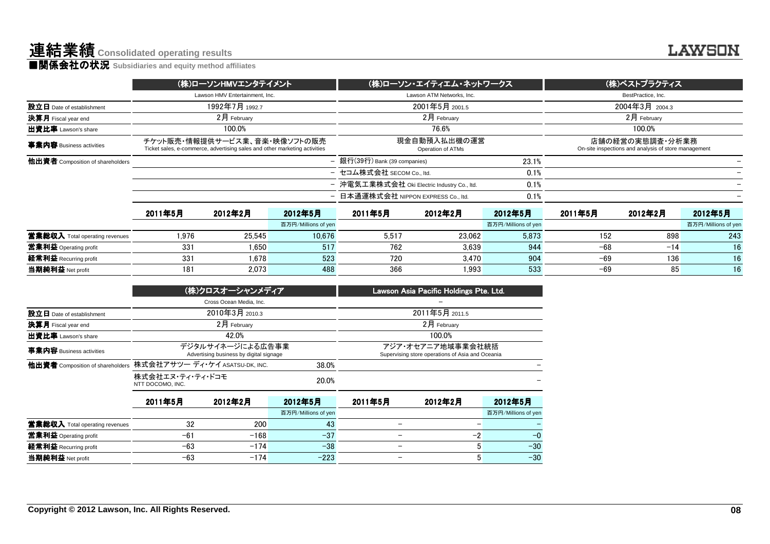# 連結業績 Consolidated operating results

## ■関係会社の状況 Subsidiaries and equity method affiliates

| | (株)ローソンHMVエンタテイメント | | | (株)ローソン・エイティエム・ネットワークス | | | (株)ベストプラクティス | | |
|---|---|---|---|---|---|---|---|---|---|
| | Lawson HMV Entertainment, Inc. | | | Lawson ATM Networks, Inc. | | | BestPractice, Inc. | | |
| 設立日 Date of establishment | 1992年7月 1992.7 | | | 2001年5月 2001.5 | | | 2004年3月 2004.3 | | |
| 決算月 Fiscal year end | 2月 February | | | 2月 February | | | 2月 February | | |
| 出資比率 Lawson's share | 100.0% | | | 76.6% | | | 100.0% | | |
| 事業内容 Business activities | チケット販売・情報提供サービス業、音楽・映像ソフトの販売 Ticket sales, e-commerce, advertising sales and other marketing activities | | | 現金自動預入払出機の運営 Operation of ATMs | | | 店舗の経営の実態調査・分析業務 On-site inspections and analysis of store management | | |
| 他出資者 Composition of shareholders | | | – | 銀行(39行) Bank (39 companies) | | 23.1% | | | – |
| | | | – | セコム株式会社 SECOM Co., ltd. | | 0.1% | | | – |
| | | | – | 沖電気工業株式会社 Oki Electric Industry Co., ltd. | | 0.1% | | | – |
| | | | – | 日本通運株式会社 NIPPON EXPRESS Co., ltd. | | 0.1% | | | – |
| | 2011年5月 | 2012年2月 | 2012年5月 | 2011年5月 | 2012年2月 | 2012年5月 | 2011年5月 | 2012年2月 | 2012年5月 |
| | | | 百万円/Millions of yen | | | 百万円/Millions of yen | | | 百万円/Millions of yen |
| 営業総収入 Total operating revenues | 1,976 | 25,545 | 10,676 | 5,517 | 23,062 | 5,873 | 152 | 898 | 243 |
| 営業利益 Operating profit | 331 | 1,650 | 517 | 762 | 3,639 | 944 | −68 | −14 | 16 |
| 経常利益 Recurring profit | 331 | 1,678 | 523 | 720 | 3,470 | 904 | −69 | 136 | 16 |
| 当期純利益 Net profit | 181 | 2,073 | 488 | 366 | 1,993 | 533 | −69 | 85 | 16 |

| | (株)クロスオーシャンメディア | | | Lawson Asia Pacific Holdings Pte. Ltd. | | |
|---|---|---|---|---|---|---|
| | Cross Ocean Media, Inc. | | | – | | |
| 設立日 Date of establishment | 2010年3月 2010.3 | | | 2011年5月 2011.5 | | |
| 決算月 Fiscal year end | 2月 February | | | 2月 February | | |
| 出資比率 Lawson's share | 42.0% | | | 100.0% | | |
| 事業内容 Business activities | デジタルサイネージによる広告事業 Advertising business by digital signage | | | アジア・オセアニア地域事業会社統括 Supervising store operations of Asia and Oceania | | |
| 他出資者 Composition of shareholders | 株式会社アサツー ディ・ケイ ASATSU-DK, INC. | | 38.0% | | | – |
| | 株式会社エヌ・ティ・ティ・ドコモ NTT DOCOMO, INC. | | 20.0% | | | – |
| | 2011年5月 | 2012年2月 | 2012年5月 | 2011年5月 | 2012年2月 | 2012年5月 |
| | | | 百万円/Millions of yen | | | 百万円/Millions of yen |
| 営業総収入 Total operating revenues | 32 | 200 | 43 | – | – | – |
| 営業利益 Operating profit | −61 | −168 | −37 | – | −2 | −0 |
| 経常利益 Recurring profit | −63 | −174 | −38 | – | 5 | −30 |
| 当期純利益 Net profit | −63 | −174 | −223 | – | 5 | −30 |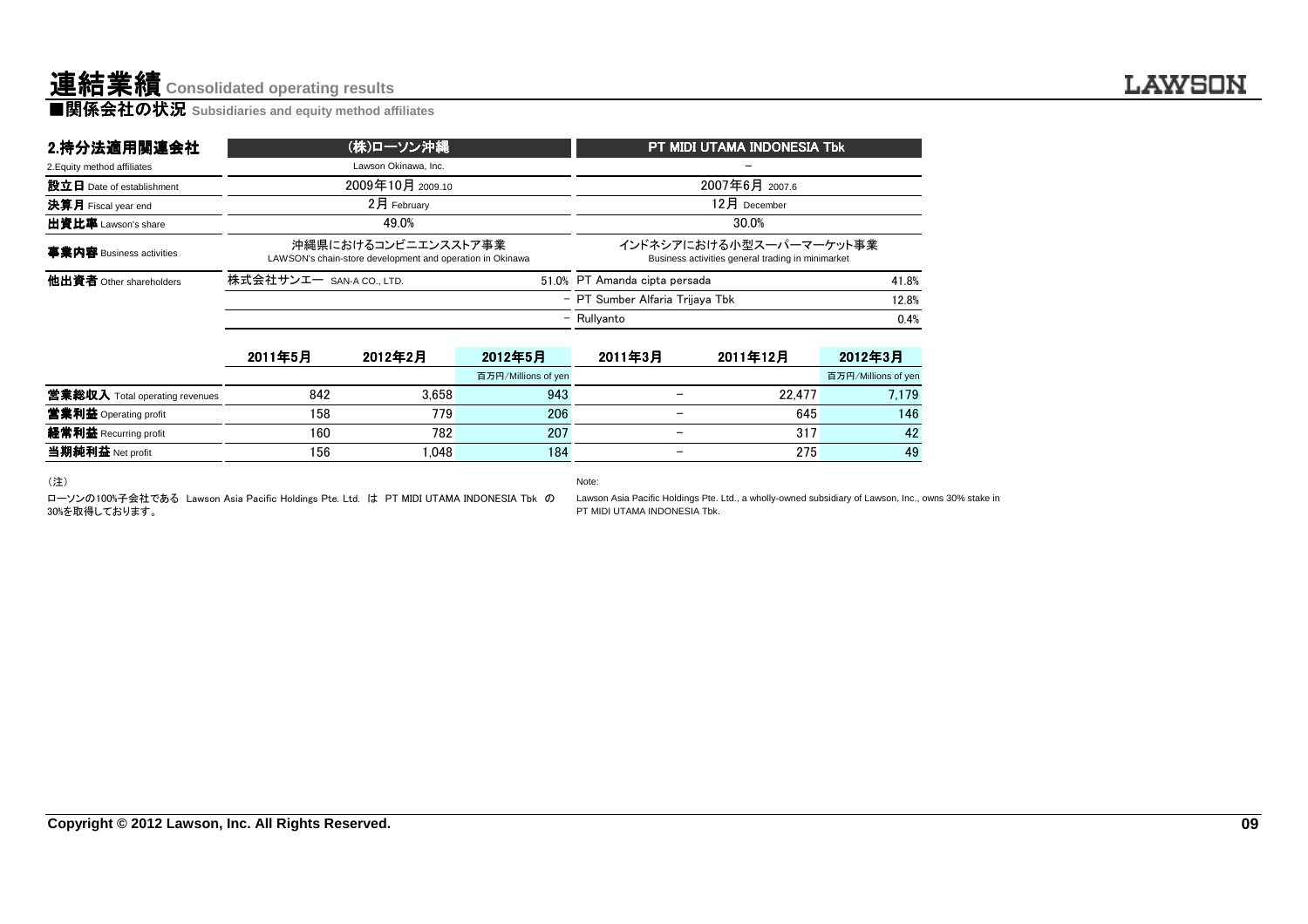# 連結業績 Consolidated operating results

## ■関係会社の状況 Subsidiaries and equity method affiliates

### 2.持分法適用関連会社

2.Equity method affiliates

| | (株)ローソン沖縄 | | | PT MIDI UTAMA INDONESIA Tbk | | |
|---|---|---|---|---|---|---|
| | Lawson Okinawa, Inc. | | | – | | |
| **設立日** Date of establishment | 2009年10月 2009.10 | | | 2007年6月 2007.6 | | |
| **決算月** Fiscal year end | 2月 February | | | 12月 December | | |
| **出資比率** Lawson's share | 49.0% | | | 30.0% | | |
| **事業内容** Business activities | 沖縄県におけるコンビニエンスストア事業 LAWSON's chain-store development and operation in Okinawa | | | インドネシアにおける小型スーパーマーケット事業 Business activities general trading in minimarket | | |
| **他出資者** Other shareholders | 株式会社サンエー SAN-A CO., LTD. | | 51.0% | PT Amanda cipta persada | | 41.8% |
| | | | – | PT Sumber Alfaria Trijaya Tbk | | 12.8% |
| | | | – | Rullyanto | | 0.4% |
| | 2011年5月 | 2012年2月 | 2012年5月 | 2011年3月 | 2011年12月 | 2012年3月 |
| | | | 百万円/Millions of yen | | | 百万円/Millions of yen |
| **営業総収入** Total operating revenues | 842 | 3,658 | 943 | – | 22,477 | 7,179 |
| **営業利益** Operating profit | 158 | 779 | 206 | – | 645 | 146 |
| **経常利益** Recurring profit | 160 | 782 | 207 | – | 317 | 42 |
| **当期純利益** Net profit | 156 | 1,048 | 184 | – | 275 | 49 |

(注)

ローソンの100%子会社である Lawson Asia Pacific Holdings Pte. Ltd. は PT MIDI UTAMA INDONESIA Tbk の30%を取得しております。

Note:

Lawson Asia Pacific Holdings Pte. Ltd., a wholly-owned subsidiary of Lawson, Inc., owns 30% stake in PT MIDI UTAMA INDONESIA Tbk.

Copyright © 2012 Lawson, Inc. All Rights Reserved.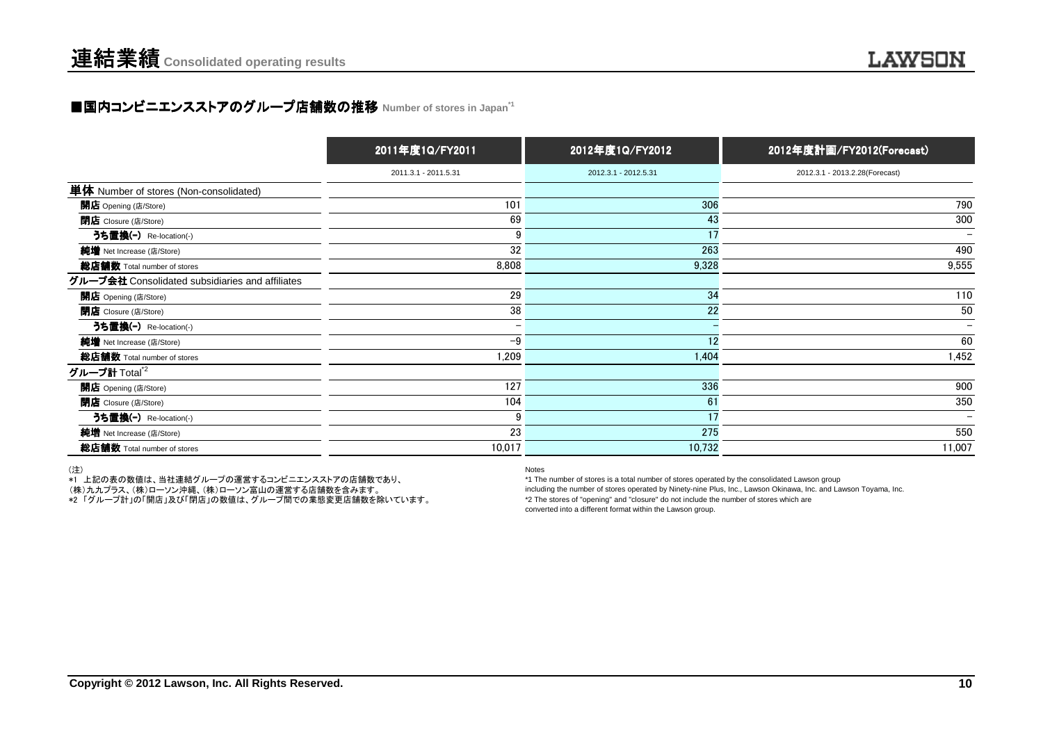# 連結業績 Consolidated operating results

## ■国内コンビニエンスストアのグループ店舗数の推移 Number of stores in Japan*1

| | 2011年度1Q/FY2011 | 2012年度1Q/FY2012 | 2012年度計画/FY2012(Forecast) |
|---|---|---|---|
| | 2011.3.1 - 2011.5.31 | 2012.3.1 - 2012.5.31 | 2012.3.1 - 2013.2.28(Forecast) |
| **単体** Number of stores (Non-consolidated) | | | |
| **開店** Opening (店/Store) | 101 | 306 | 790 |
| **閉店** Closure (店/Store) | 69 | 43 | 300 |
| **うち置換(-)** Re-location(-) | 9 | 17 | – |
| **純増** Net Increase (店/Store) | 32 | 263 | 490 |
| **総店舗数** Total number of stores | 8,808 | 9,328 | 9,555 |
| **グループ会社** Consolidated subsidiaries and affiliates | | | |
| **開店** Opening (店/Store) | 29 | 34 | 110 |
| **閉店** Closure (店/Store) | 38 | 22 | 50 |
| **うち置換(-)** Re-location(-) | – | – | – |
| **純増** Net Increase (店/Store) | −9 | 12 | 60 |
| **総店舗数** Total number of stores | 1,209 | 1,404 | 1,452 |
| **グループ計** Total*2 | | | |
| **開店** Opening (店/Store) | 127 | 336 | 900 |
| **閉店** Closure (店/Store) | 104 | 61 | 350 |
| **うち置換(-)** Re-location(-) | 9 | 17 | – |
| **純増** Net Increase (店/Store) | 23 | 275 | 550 |
| **総店舗数** Total number of stores | 10,017 | 10,732 | 11,007 |

（注）
*1 上記の表の数値は、当社連結グループの運営するコンビニエンスストアの店舗数であり、
（株）九九プラス、（株）ローソン沖縄、（株）ローソン富山の運営する店舗数を含みます。
*2 「グループ計」の「開店」及び「閉店」の数値は、グループ間での業態変更店舗数を除いています。

Notes
*1 The number of stores is a total number of stores operated by the consolidated Lawson group including the number of stores operated by Ninety-nine Plus, Inc., Lawson Okinawa, Inc. and Lawson Toyama, Inc.
*2 The stores of "opening" and "closure" do not include the number of stores which are converted into a different format within the Lawson group.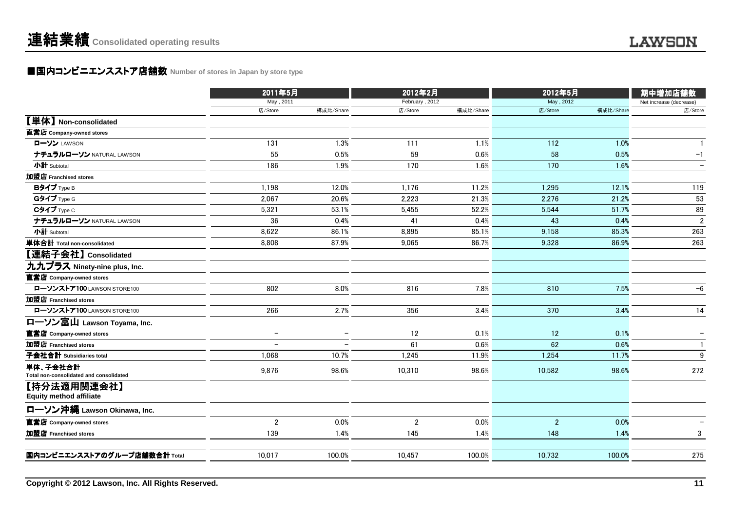# 連結業績 Consolidated operating results

## ■国内コンビニエンスストア店舗数 Number of stores in Japan by store type

| | 2011年5月 May , 2011 | | 2012年2月 February , 2012 | | 2012年5月 May , 2012 | | 期中増加店舗数 Net increase (decrease) |
|---|---|---|---|---|---|---|---|
| | 店/Store | 構成比/Share | 店/Store | 構成比/Share | 店/Store | 構成比/Share | 店/Store |
| **【単体】Non-consolidated** | | | | | | | |
| **直営店 Company-owned stores** | | | | | | | |
| ローソン LAWSON | 131 | 1.3% | 111 | 1.1% | 112 | 1.0% | 1 |
| ナチュラルローソン NATURAL LAWSON | 55 | 0.5% | 59 | 0.6% | 58 | 0.5% | −1 |
| 小計 Subtotal | 186 | 1.9% | 170 | 1.6% | 170 | 1.6% | − |
| **加盟店 Franchised stores** | | | | | | | |
| Bタイプ Type B | 1,198 | 12.0% | 1,176 | 11.2% | 1,295 | 12.1% | 119 |
| Gタイプ Type G | 2,067 | 20.6% | 2,223 | 21.3% | 2,276 | 21.2% | 53 |
| Cタイプ Type C | 5,321 | 53.1% | 5,455 | 52.2% | 5,544 | 51.7% | 89 |
| ナチュラルローソン NATURAL LAWSON | 36 | 0.4% | 41 | 0.4% | 43 | 0.4% | 2 |
| 小計 Subtotal | 8,622 | 86.1% | 8,895 | 85.1% | 9,158 | 85.3% | 263 |
| **単体合計 Total non-consolidated** | 8,808 | 87.9% | 9,065 | 86.7% | 9,328 | 86.9% | 263 |
| **【連結子会社】Consolidated** | | | | | | | |
| **九九プラス Ninety-nine plus, Inc.** | | | | | | | |
| **直営店 Company-owned stores** | | | | | | | |
| ローソンストア100 LAWSON STORE100 | 802 | 8.0% | 816 | 7.8% | 810 | 7.5% | −6 |
| **加盟店 Franchised stores** | | | | | | | |
| ローソンストア100 LAWSON STORE100 | 266 | 2.7% | 356 | 3.4% | 370 | 3.4% | 14 |
| **ローソン富山 Lawson Toyama, Inc.** | | | | | | | |
| **直営店 Company-owned stores** | − | − | 12 | 0.1% | 12 | 0.1% | − |
| **加盟店 Franchised stores** | − | − | 61 | 0.6% | 62 | 0.6% | 1 |
| **子会社合計 Subsidiaries total** | 1,068 | 10.7% | 1,245 | 11.9% | 1,254 | 11.7% | 9 |
| **単体、子会社合計 Total non-consolidated and consolidated** | 9,876 | 98.6% | 10,310 | 98.6% | 10,582 | 98.6% | 272 |
| **【持分法適用関連会社】Equity method affiliate** | | | | | | | |
| **ローソン沖縄 Lawson Okinawa, Inc.** | | | | | | | |
| **直営店 Company-owned stores** | 2 | 0.0% | 2 | 0.0% | 2 | 0.0% | − |
| **加盟店 Franchised stores** | 139 | 1.4% | 145 | 1.4% | 148 | 1.4% | 3 |
| **国内コンビニエンスストアのグループ店舗数合計 Total** | 10,017 | 100.0% | 10,457 | 100.0% | 10,732 | 100.0% | 275 |

Copyright © 2012 Lawson, Inc. All Rights Reserved.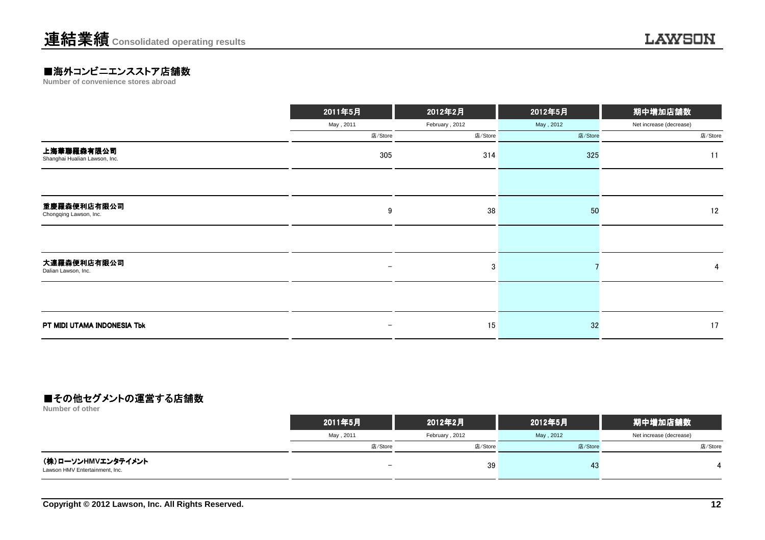# 連結業績 Consolidated operating results

## ■海外コンビニエンスストア店舗数

**Number of convenience stores abroad**

| | 2011年5月 | 2012年2月 | 2012年5月 | 期中増加店舗数 |
|---|---|---|---|---|
| | May , 2011 | February , 2012 | May , 2012 | Net increase (decrease) |
| | 店/Store | 店/Store | 店/Store | 店/Store |
| 上海華聯羅森有限公司<br>Shanghai Hualian Lawson, Inc. | 305 | 314 | 325 | 11 |
| 重慶羅森便利店有限公司<br>Chongqing Lawson, Inc. | 9 | 38 | 50 | 12 |
| 大連羅森便利店有限公司<br>Dalian Lawson, Inc. | − | 3 | 7 | 4 |
| PT MIDI UTAMA INDONESIA Tbk | − | 15 | 32 | 17 |

## ■その他セグメントの運営する店舗数

**Number of other**

| | 2011年5月 | 2012年2月 | 2012年5月 | 期中増加店舗数 |
|---|---|---|---|---|
| | May , 2011 | February , 2012 | May , 2012 | Net increase (decrease) |
| | 店/Store | 店/Store | 店/Store | 店/Store |
| (株)ローソンHMVエンタテイメント<br>Lawson HMV Entertainment, Inc. | − | 39 | 43 | 4 |

**Copyright © 2012 Lawson, Inc. All Rights Reserved.**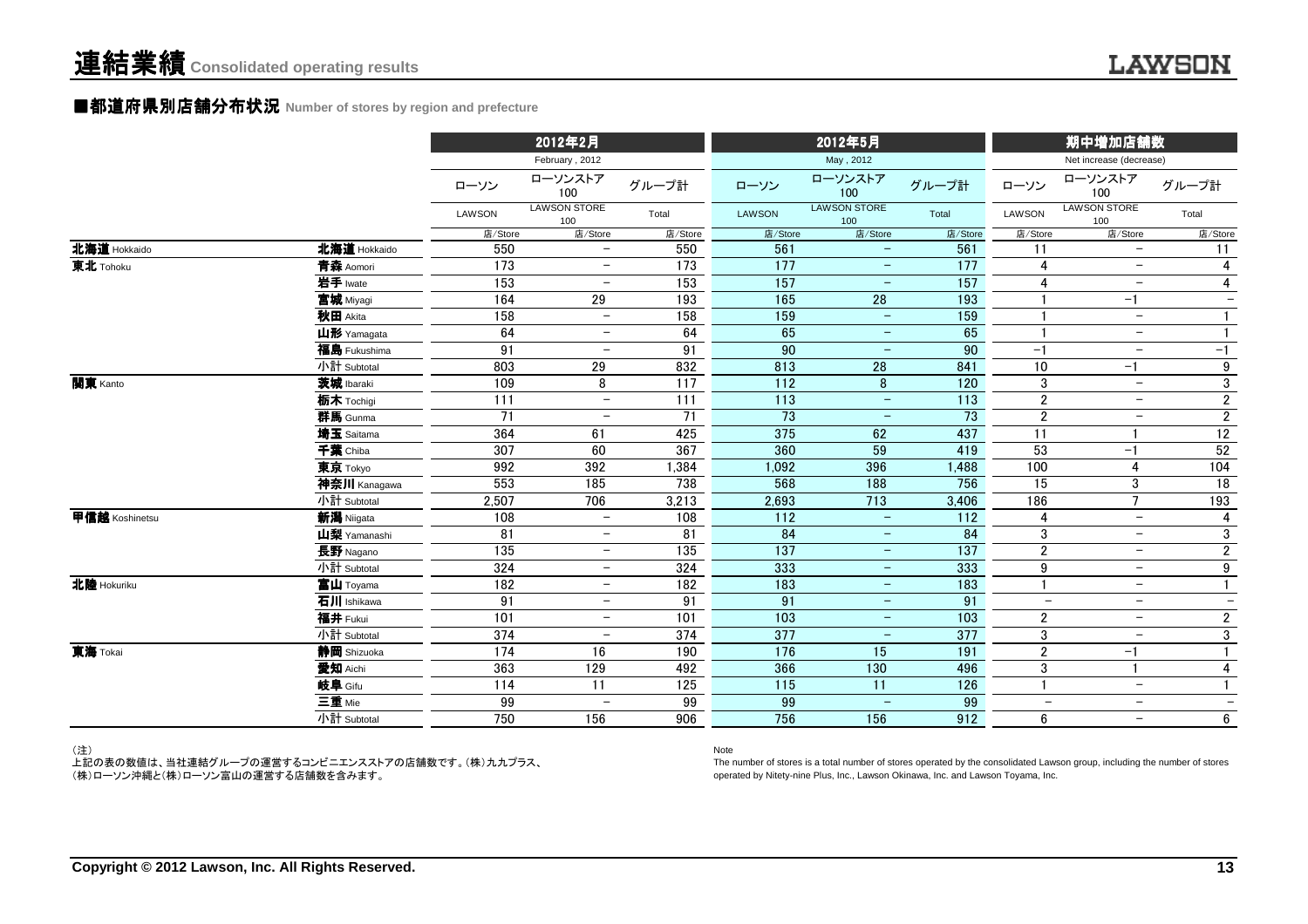# 連結業績 Consolidated operating results

## ■都道府県別店舗分布状況 Number of stores by region and prefecture

| | | 2012年2月 February, 2012 | | | 2012年5月 May, 2012 | | | 期中増加店舗数 Net increase (decrease) | | |
|---|---|---|---|---|---|---|---|---|---|---|
| | | ローソン LAWSON | ローソンストア100 LAWSON STORE 100 | グループ計 Total | ローソン LAWSON | ローソンストア100 LAWSON STORE 100 | グループ計 Total | ローソン LAWSON | ローソンストア100 LAWSON STORE 100 | グループ計 Total |
| | | 店/Store | 店/Store | 店/Store | 店/Store | 店/Store | 店/Store | 店/Store | 店/Store | 店/Store |
| 北海道 Hokkaido | 北海道 Hokkaido | 550 | − | 550 | 561 | − | 561 | 11 | − | 11 |
| 東北 Tohoku | 青森 Aomori | 173 | − | 173 | 177 | − | 177 | 4 | − | 4 |
| | 岩手 Iwate | 153 | − | 153 | 157 | − | 157 | 4 | − | 4 |
| | 宮城 Miyagi | 164 | 29 | 193 | 165 | 28 | 193 | 1 | −1 | − |
| | 秋田 Akita | 158 | − | 158 | 159 | − | 159 | 1 | − | 1 |
| | 山形 Yamagata | 64 | − | 64 | 65 | − | 65 | 1 | − | 1 |
| | 福島 Fukushima | 91 | − | 91 | 90 | − | 90 | −1 | − | −1 |
| | 小計 Subtotal | 803 | 29 | 832 | 813 | 28 | 841 | 10 | −1 | 9 |
| 関東 Kanto | 茨城 Ibaraki | 109 | 8 | 117 | 112 | 8 | 120 | 3 | − | 3 |
| | 栃木 Tochigi | 111 | − | 111 | 113 | − | 113 | 2 | − | 2 |
| | 群馬 Gunma | 71 | − | 71 | 73 | − | 73 | 2 | − | 2 |
| | 埼玉 Saitama | 364 | 61 | 425 | 375 | 62 | 437 | 11 | 1 | 12 |
| | 千葉 Chiba | 307 | 60 | 367 | 360 | 59 | 419 | 53 | −1 | 52 |
| | 東京 Tokyo | 992 | 392 | 1,384 | 1,092 | 396 | 1,488 | 100 | 4 | 104 |
| | 神奈川 Kanagawa | 553 | 185 | 738 | 568 | 188 | 756 | 15 | 3 | 18 |
| | 小計 Subtotal | 2,507 | 706 | 3,213 | 2,693 | 713 | 3,406 | 186 | 7 | 193 |
| 甲信越 Koshinetsu | 新潟 Niigata | 108 | − | 108 | 112 | − | 112 | 4 | − | 4 |
| | 山梨 Yamanashi | 81 | − | 81 | 84 | − | 84 | 3 | − | 3 |
| | 長野 Nagano | 135 | − | 135 | 137 | − | 137 | 2 | − | 2 |
| | 小計 Subtotal | 324 | − | 324 | 333 | − | 333 | 9 | − | 9 |
| 北陸 Hokuriku | 富山 Toyama | 182 | − | 182 | 183 | − | 183 | 1 | − | 1 |
| | 石川 Ishikawa | 91 | − | 91 | 91 | − | 91 | − | − | − |
| | 福井 Fukui | 101 | − | 101 | 103 | − | 103 | 2 | − | 2 |
| | 小計 Subtotal | 374 | − | 374 | 377 | − | 377 | 3 | − | 3 |
| 東海 Tokai | 静岡 Shizuoka | 174 | 16 | 190 | 176 | 15 | 191 | 2 | −1 | 1 |
| | 愛知 Aichi | 363 | 129 | 492 | 366 | 130 | 496 | 3 | 1 | 4 |
| | 岐阜 Gifu | 114 | 11 | 125 | 115 | 11 | 126 | 1 | − | 1 |
| | 三重 Mie | 99 | − | 99 | 99 | − | 99 | − | − | − |
| | 小計 Subtotal | 750 | 156 | 906 | 756 | 156 | 912 | 6 | − | 6 |

（注）
上記の表の数値は、当社連結グループの運営するコンビニエンスストアの店舗数です。(株)九九プラス、(株)ローソン沖縄と(株)ローソン富山の運営する店舗数を含みます。

Note
The number of stores is a total number of stores operated by the consolidated Lawson group, including the number of stores operated by Nitety-nine Plus, Inc., Lawson Okinawa, Inc. and Lawson Toyama, Inc.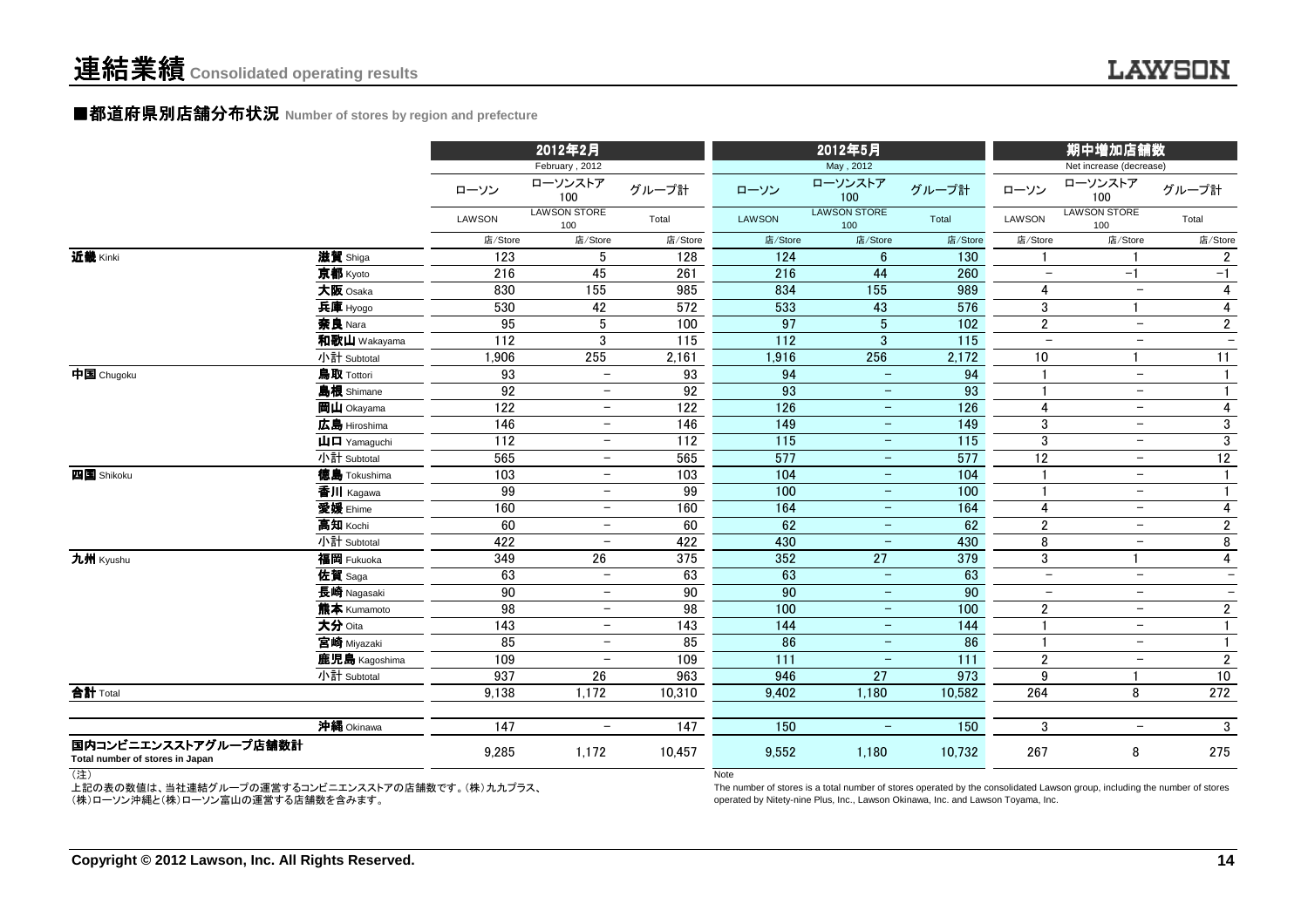# 連結業績 Consolidated operating results

## ■都道府県別店舗分布状況 Number of stores by region and prefecture

| | | 2012年2月 February, 2012 | | | 2012年5月 May, 2012 | | | 期中増加店舗数 Net increase (decrease) | | |
|---|---|---|---|---|---|---|---|---|---|---|
| | | ローソン LAWSON | ローソンストア100 LAWSON STORE 100 | グループ計 Total | ローソン LAWSON | ローソンストア100 LAWSON STORE 100 | グループ計 Total | ローソン LAWSON | ローソンストア100 LAWSON STORE 100 | グループ計 Total |
| | | 店/Store | 店/Store | 店/Store | 店/Store | 店/Store | 店/Store | 店/Store | 店/Store | 店/Store |
| **近畿** Kinki | **滋賀** Shiga | 123 | 5 | 128 | 124 | 6 | 130 | 1 | 1 | 2 |
| | **京都** Kyoto | 216 | 45 | 261 | 216 | 44 | 260 | − | −1 | −1 |
| | **大阪** Osaka | 830 | 155 | 985 | 834 | 155 | 989 | 4 | − | 4 |
| | **兵庫** Hyogo | 530 | 42 | 572 | 533 | 43 | 576 | 3 | 1 | 4 |
| | **奈良** Nara | 95 | 5 | 100 | 97 | 5 | 102 | 2 | − | 2 |
| | **和歌山** Wakayama | 112 | 3 | 115 | 112 | 3 | 115 | − | − | − |
| | 小計 Subtotal | 1,906 | 255 | 2,161 | 1,916 | 256 | 2,172 | 10 | 1 | 11 |
| **中国** Chugoku | **鳥取** Tottori | 93 | − | 93 | 94 | − | 94 | 1 | − | 1 |
| | **島根** Shimane | 92 | − | 92 | 93 | − | 93 | 1 | − | 1 |
| | **岡山** Okayama | 122 | − | 122 | 126 | − | 126 | 4 | − | 4 |
| | **広島** Hiroshima | 146 | − | 146 | 149 | − | 149 | 3 | − | 3 |
| | **山口** Yamaguchi | 112 | − | 112 | 115 | − | 115 | 3 | − | 3 |
| | 小計 Subtotal | 565 | − | 565 | 577 | − | 577 | 12 | − | 12 |
| **四国** Shikoku | **徳島** Tokushima | 103 | − | 103 | 104 | − | 104 | 1 | − | 1 |
| | **香川** Kagawa | 99 | − | 99 | 100 | − | 100 | 1 | − | 1 |
| | **愛媛** Ehime | 160 | − | 160 | 164 | − | 164 | 4 | − | 4 |
| | **高知** Kochi | 60 | − | 60 | 62 | − | 62 | 2 | − | 2 |
| | 小計 Subtotal | 422 | − | 422 | 430 | − | 430 | 8 | − | 8 |
| **九州** Kyushu | **福岡** Fukuoka | 349 | 26 | 375 | 352 | 27 | 379 | 3 | 1 | 4 |
| | **佐賀** Saga | 63 | − | 63 | 63 | − | 63 | − | − | − |
| | **長崎** Nagasaki | 90 | − | 90 | 90 | − | 90 | − | − | − |
| | **熊本** Kumamoto | 98 | − | 98 | 100 | − | 100 | 2 | − | 2 |
| | **大分** Oita | 143 | − | 143 | 144 | − | 144 | 1 | − | 1 |
| | **宮崎** Miyazaki | 85 | − | 85 | 86 | − | 86 | 1 | − | 1 |
| | **鹿児島** Kagoshima | 109 | − | 109 | 111 | − | 111 | 2 | − | 2 |
| | 小計 Subtotal | 937 | 26 | 963 | 946 | 27 | 973 | 9 | 1 | 10 |
| **合計** Total | | 9,138 | 1,172 | 10,310 | 9,402 | 1,180 | 10,582 | 264 | 8 | 272 |
| | **沖縄** Okinawa | 147 | − | 147 | 150 | − | 150 | 3 | − | 3 |
| **国内コンビニエンスストアグループ店舗数計** Total number of stores in Japan | | 9,285 | 1,172 | 10,457 | 9,552 | 1,180 | 10,732 | 267 | 8 | 275 |

（注）
上記の表の数値は、当社連結グループの運営するコンビニエンスストアの店舗数です。(株)九九プラス、(株)ローソン沖縄と(株)ローソン富山の運営する店舗数を含みます。

Note
The number of stores is a total number of stores operated by the consolidated Lawson group, including the number of stores operated by Nitety-nine Plus, Inc., Lawson Okinawa, Inc. and Lawson Toyama, Inc.

Copyright © 2012 Lawson, Inc. All Rights Reserved.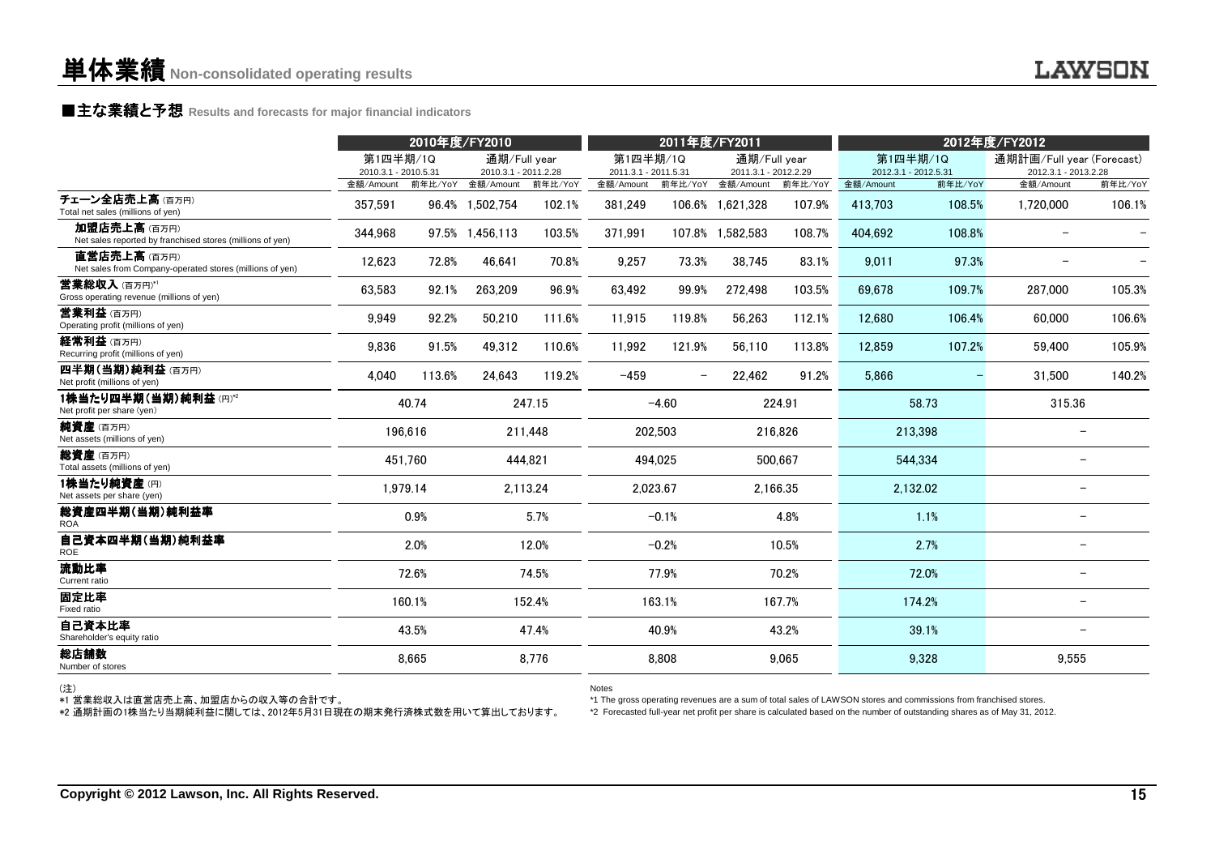# 単体業績 Non-consolidated operating results

## ■主な業績と予想 Results and forecasts for major financial indicators

| | 2010年度/FY2010 | | | | 2011年度/FY2011 | | | | 2012年度/FY2012 | | | |
|---|---|---|---|---|---|---|---|---|---|---|---|---|
| | 第1四半期/1Q 2010.3.1 - 2010.5.31 | | 通期/Full year 2010.3.1 - 2011.2.28 | | 第1四半期/1Q 2011.3.1 - 2011.5.31 | | 通期/Full year 2011.3.1 - 2012.2.29 | | 第1四半期/1Q 2012.3.1 - 2012.5.31 | | 通期計画/Full year (Forecast) 2012.3.1 - 2013.2.28 | |
| | 金額/Amount | 前年比/YoY | 金額/Amount | 前年比/YoY | 金額/Amount | 前年比/YoY | 金額/Amount | 前年比/YoY | 金額/Amount | 前年比/YoY | 金額/Amount | 前年比/YoY |
| チェーン全店売上高（百万円） Total net sales (millions of yen) | 357,591 | 96.4% | 1,502,754 | 102.1% | 381,249 | 106.6% | 1,621,328 | 107.9% | 413,703 | 108.5% | 1,720,000 | 106.1% |
| 加盟店売上高（百万円） Net sales reported by franchised stores (millions of yen) | 344,968 | 97.5% | 1,456,113 | 103.5% | 371,991 | 107.8% | 1,582,583 | 108.7% | 404,692 | 108.8% | – | – |
| 直営店売上高（百万円） Net sales from Company-operated stores (millions of yen) | 12,623 | 72.8% | 46,641 | 70.8% | 9,257 | 73.3% | 38,745 | 83.1% | 9,011 | 97.3% | – | – |
| 営業総収入（百万円）*1 Gross operating revenue (millions of yen) | 63,583 | 92.1% | 263,209 | 96.9% | 63,492 | 99.9% | 272,498 | 103.5% | 69,678 | 109.7% | 287,000 | 105.3% |
| 営業利益（百万円） Operating profit (millions of yen) | 9,949 | 92.2% | 50,210 | 111.6% | 11,915 | 119.8% | 56,263 | 112.1% | 12,680 | 106.4% | 60,000 | 106.6% |
| 経常利益（百万円） Recurring profit (millions of yen) | 9,836 | 91.5% | 49,312 | 110.6% | 11,992 | 121.9% | 56,110 | 113.8% | 12,859 | 107.2% | 59,400 | 105.9% |
| 四半期（当期）純利益（百万円） Net profit (millions of yen) | 4,040 | 113.6% | 24,643 | 119.2% | -459 | – | 22,462 | 91.2% | 5,866 | – | 31,500 | 140.2% |
| 1株当たり四半期（当期）純利益（円）*2 Net profit per share (yen) | 40.74 | | 247.15 | | -4.60 | | 224.91 | | 58.73 | | 315.36 | |
| 純資産（百万円） Net assets (millions of yen) | 196,616 | | 211,448 | | 202,503 | | 216,826 | | 213,398 | | – | |
| 総資産（百万円） Total assets (millions of yen) | 451,760 | | 444,821 | | 494,025 | | 500,667 | | 544,334 | | – | |
| 1株当たり純資産（円） Net assets per share (yen) | 1,979.14 | | 2,113.24 | | 2,023.67 | | 2,166.35 | | 2,132.02 | | – | |
| 総資産四半期（当期）純利益率 ROA | 0.9% | | 5.7% | | -0.1% | | 4.8% | | 1.1% | | – | |
| 自己資本四半期（当期）純利益率 ROE | 2.0% | | 12.0% | | -0.2% | | 10.5% | | 2.7% | | – | |
| 流動比率 Current ratio | 72.6% | | 74.5% | | 77.9% | | 70.2% | | 72.0% | | – | |
| 固定比率 Fixed ratio | 160.1% | | 152.4% | | 163.1% | | 167.7% | | 174.2% | | – | |
| 自己資本比率 Shareholder's equity ratio | 43.5% | | 47.4% | | 40.9% | | 43.2% | | 39.1% | | – | |
| 総店舗数 Number of stores | 8,665 | | 8,776 | | 8,808 | | 9,065 | | 9,328 | | 9,555 | |

（注）
*1 営業総収入は直営店売上高、加盟店からの収入等の合計です。
*2 通期計画の1株当たり当期純利益に関しては、2012年5月31日現在の期末発行済株式数を用いて算出しております。

Notes
*1 The gross operating revenues are a sum of total sales of LAWSON stores and commissions from franchised stores.
*2 Forecasted full-year net profit per share is calculated based on the number of outstanding shares as of May 31, 2012.

Copyright © 2012 Lawson, Inc. All Rights Reserved.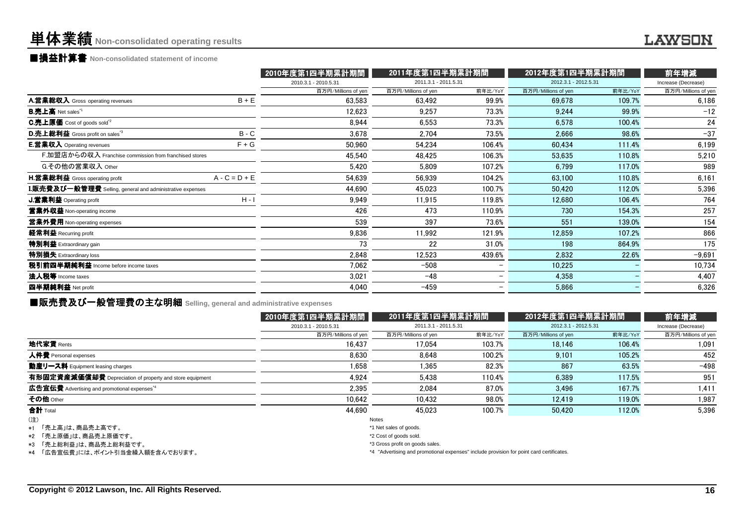# 単体業績 Non-consolidated operating results

## ■損益計算書 Non-consolidated statement of income

| | | 2010年度第1四半期累計期間 | 2011年度第1四半期累計期間 | | 2012年度第1四半期累計期間 | | 前年増減 |
|---|---|---|---|---|---|---|---|
| | | 2010.3.1 - 2010.5.31 | 2011.3.1 - 2011.5.31 | | 2012.3.1 - 2012.5.31 | | Increase (Decrease) |
| | | 百万円/Millions of yen | 百万円/Millions of yen | 前年比/YoY | 百万円/Millions of yen | 前年比/YoY | 百万円/Millions of yen |
| **A.営業総収入** Gross operating revenues | B + E | 63,583 | 63,492 | 99.9% | 69,678 | 109.7% | 6,186 |
| **B.売上高** Net sales*1 | | 12,623 | 9,257 | 73.3% | 9,244 | 99.9% | −12 |
| **C.売上原価** Cost of goods sold*2 | | 8,944 | 6,553 | 73.3% | 6,578 | 100.4% | 24 |
| **D.売上総利益** Gross profit on sales*3 | B - C | 3,678 | 2,704 | 73.5% | 2,666 | 98.6% | −37 |
| **E.営業収入** Operating revenues | F + G | 50,960 | 54,234 | 106.4% | 60,434 | 111.4% | 6,199 |
| F.加盟店からの収入 Franchise commission from franchised stores | | 45,540 | 48,425 | 106.3% | 53,635 | 110.8% | 5,210 |
| G.その他の営業収入 Other | | 5,420 | 5,809 | 107.2% | 6,799 | 117.0% | 989 |
| **H.営業総利益** Gross operating profit | A - C = D + E | 54,639 | 56,939 | 104.2% | 63,100 | 110.8% | 6,161 |
| **I.販売費及び一般管理費** Selling, general and administrative expenses | | 44,690 | 45,023 | 100.7% | 50,420 | 112.0% | 5,396 |
| **J.営業利益** Operating profit | H - I | 9,949 | 11,915 | 119.8% | 12,680 | 106.4% | 764 |
| **営業外収益** Non-operating income | | 426 | 473 | 110.9% | 730 | 154.3% | 257 |
| **営業外費用** Non-operating expenses | | 539 | 397 | 73.6% | 551 | 139.0% | 154 |
| **経常利益** Recurring profit | | 9,836 | 11,992 | 121.9% | 12,859 | 107.2% | 866 |
| **特別利益** Extraordinary gain | | 73 | 22 | 31.0% | 198 | 864.9% | 175 |
| **特別損失** Extraordinary loss | | 2,848 | 12,523 | 439.6% | 2,832 | 22.6% | −9,691 |
| **税引前四半期純利益** Income before income taxes | | 7,062 | −508 | − | 10,225 | − | 10,734 |
| **法人税等** Income taxes | | 3,021 | −48 | − | 4,358 | − | 4,407 |
| **四半期純利益** Net profit | | 4,040 | −459 | − | 5,866 | − | 6,326 |

## ■販売費及び一般管理費の主な明細 Selling, general and administrative expenses

| | 2010年度第1四半期累計期間 | 2011年度第1四半期累計期間 | | 2012年度第1四半期累計期間 | | 前年増減 |
|---|---|---|---|---|---|---|
| | 2010.3.1 - 2010.5.31 | 2011.3.1 - 2011.5.31 | | 2012.3.1 - 2012.5.31 | | Increase (Decrease) |
| | 百万円/Millions of yen | 百万円/Millions of yen | 前年比/YoY | 百万円/Millions of yen | 前年比/YoY | 百万円/Millions of yen |
| **地代家賃** Rents | 16,437 | 17,054 | 103.7% | 18,146 | 106.4% | 1,091 |
| **人件費** Personal expenses | 8,630 | 8,648 | 100.2% | 9,101 | 105.2% | 452 |
| **動産リース料** Equipment leasing charges | 1,658 | 1,365 | 82.3% | 867 | 63.5% | −498 |
| **有形固定資産減価償却費** Depreciation of property and store equipment | 4,924 | 5,438 | 110.4% | 6,389 | 117.5% | 951 |
| **広告宣伝費** Advertising and promotional expenses*4 | 2,395 | 2,084 | 87.0% | 3,496 | 167.7% | 1,411 |
| **その他** Other | 10,642 | 10,432 | 98.0% | 12,419 | 119.0% | 1,987 |
| **合計** Total | 44,690 | 45,023 | 100.7% | 50,420 | 112.0% | 5,396 |

(注)
*1 「売上高」は、商品売上高です。
*2 「売上原価」は、商品売上原価です。
*3 「売上総利益」は、商品売上総利益です。
*4 「広告宣伝費」には、ポイント引当金繰入額を含んでおります。

Notes
*1 Net sales of goods.
*2 Cost of goods sold.
*3 Gross profit on goods sales.
*4 "Advertising and promotional expenses" include provision for point card certificates.

Copyright © 2012 Lawson, Inc. All Rights Reserved.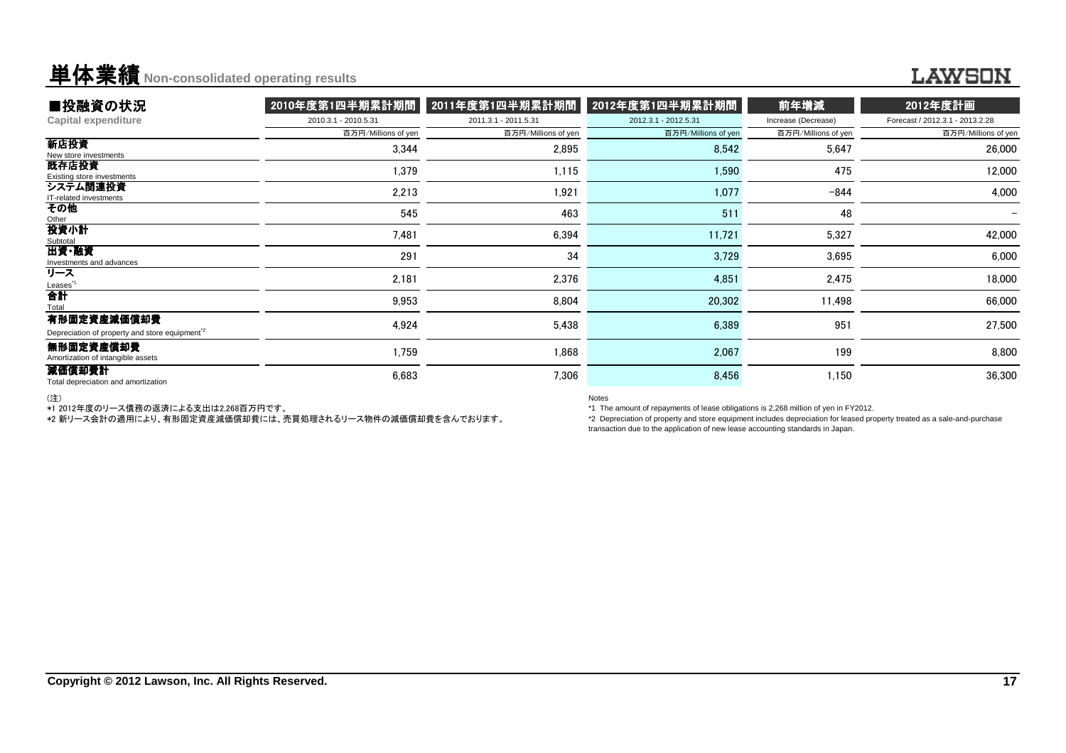# 単体業績 Non-consolidated operating results

| ■投融資の状況 Capital expenditure | 2010年度第1四半期累計期間 2010.3.1 - 2010.5.31 | 2011年度第1四半期累計期間 2011.3.1 - 2011.5.31 | 2012年度第1四半期累計期間 2012.3.1 - 2012.5.31 | 前年増減 Increase (Decrease) | 2012年度計画 Forecast / 2012.3.1 - 2013.2.28 |
|---|---|---|---|---|---|
| | 百万円/Millions of yen | 百万円/Millions of yen | 百万円/Millions of yen | 百万円/Millions of yen | 百万円/Millions of yen |
| 新店投資 New store investments | 3,344 | 2,895 | 8,542 | 5,647 | 26,000 |
| 既存店投資 Existing store investments | 1,379 | 1,115 | 1,590 | 475 | 12,000 |
| システム関連投資 IT-related investments | 2,213 | 1,921 | 1,077 | -844 | 4,000 |
| その他 Other | 545 | 463 | 511 | 48 | - |
| 投資小計 Subtotal | 7,481 | 6,394 | 11,721 | 5,327 | 42,000 |
| 出資・融資 Investments and advances | 291 | 34 | 3,729 | 3,695 | 6,000 |
| リース Leases[*1] | 2,181 | 2,376 | 4,851 | 2,475 | 18,000 |
| 合計 Total | 9,953 | 8,804 | 20,302 | 11,498 | 66,000 |
| 有形固定資産減価償却費 Depreciation of property and store equipment[*2] | 4,924 | 5,438 | 6,389 | 951 | 27,500 |
| 無形固定資産償却費 Amortization of intangible assets | 1,759 | 1,868 | 2,067 | 199 | 8,800 |
| 減価償却費計 Total depreciation and amortization | 6,683 | 7,306 | 8,456 | 1,150 | 36,300 |

(注)
*1 2012年度のリース債務の返済による支出は2,268百万円です。
*2 新リース会計の適用により、有形固定資産減価償却費には、売買処理されるリース物件の減価償却費を含んでおります。

Notes
*1 The amount of repayments of lease obligations is 2,268 million of yen in FY2012.
*2 Depreciation of property and store equipment includes depreciation for leased property treated as a sale-and-purchase transaction due to the application of new lease accounting standards in Japan.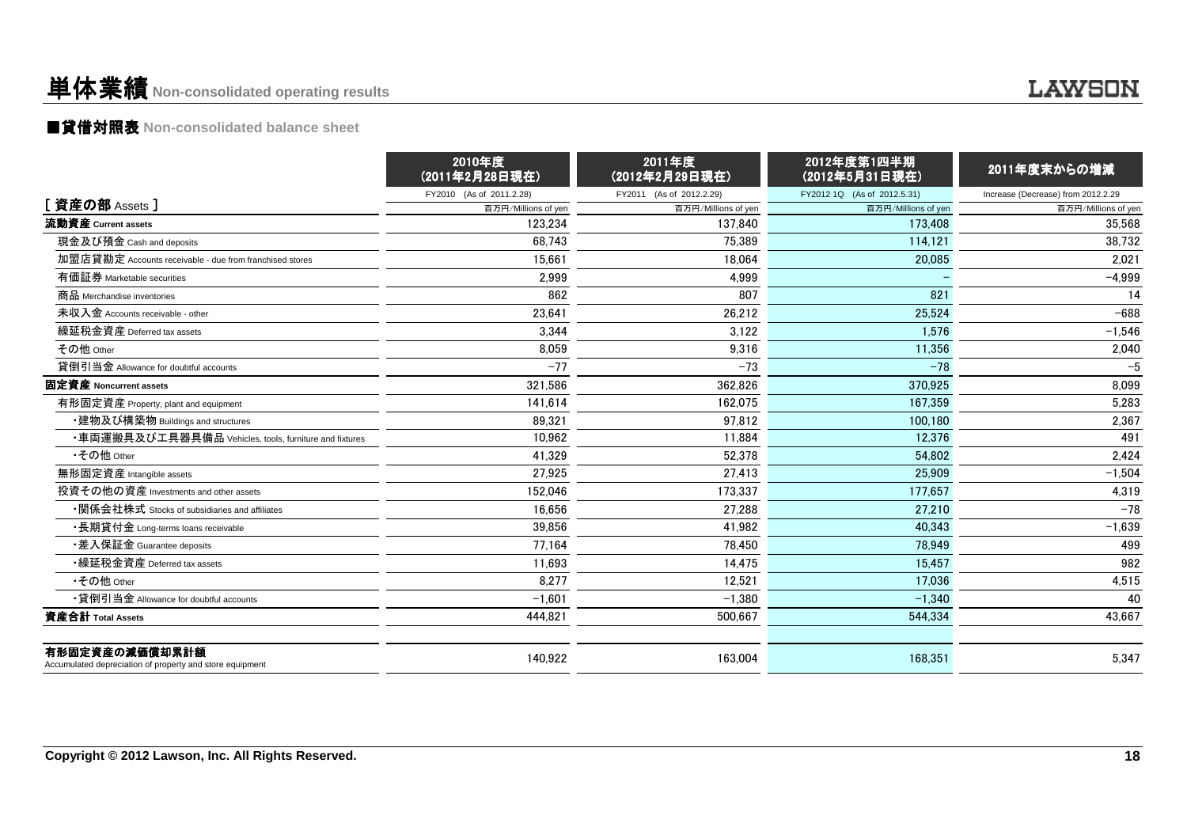# 単体業績 Non-consolidated operating results

## ■貸借対照表 Non-consolidated balance sheet

| [ 資産の部 Assets ] | 2010年度（2011年2月28日現在） FY2010 (As of 2011.2.28) 百万円/Millions of yen | 2011年度（2012年2月29日現在） FY2011 (As of 2012.2.29) 百万円/Millions of yen | 2012年度第1四半期（2012年5月31日現在） FY2012 1Q (As of 2012.5.31) 百万円/Millions of yen | 2011年度末からの増減 Increase (Decrease) from 2012.2.29 百万円/Millions of yen |
|---|---|---|---|---|
| **流動資産 Current assets** | 123,234 | 137,840 | 173,408 | 35,568 |
| 現金及び預金 Cash and deposits | 68,743 | 75,389 | 114,121 | 38,732 |
| 加盟店貸勘定 Accounts receivable - due from franchised stores | 15,661 | 18,064 | 20,085 | 2,021 |
| 有価証券 Marketable securities | 2,999 | 4,999 | − | −4,999 |
| 商品 Merchandise inventories | 862 | 807 | 821 | 14 |
| 未収入金 Accounts receivable - other | 23,641 | 26,212 | 25,524 | −688 |
| 繰延税金資産 Deferred tax assets | 3,344 | 3,122 | 1,576 | −1,546 |
| その他 Other | 8,059 | 9,316 | 11,356 | 2,040 |
| 貸倒引当金 Allowance for doubtful accounts | −77 | −73 | −78 | −5 |
| **固定資産 Noncurrent assets** | 321,586 | 362,826 | 370,925 | 8,099 |
| 有形固定資産 Property, plant and equipment | 141,614 | 162,075 | 167,359 | 5,283 |
| ・建物及び構築物 Buildings and structures | 89,321 | 97,812 | 100,180 | 2,367 |
| ・車両運搬具及び工具器具備品 Vehicles, tools, furniture and fixtures | 10,962 | 11,884 | 12,376 | 491 |
| ・その他 Other | 41,329 | 52,378 | 54,802 | 2,424 |
| 無形固定資産 Intangible assets | 27,925 | 27,413 | 25,909 | −1,504 |
| 投資その他の資産 Investments and other assets | 152,046 | 173,337 | 177,657 | 4,319 |
| ・関係会社株式 Stocks of subsidiaries and affiliates | 16,656 | 27,288 | 27,210 | −78 |
| ・長期貸付金 Long-terms loans receivable | 39,856 | 41,982 | 40,343 | −1,639 |
| ・差入保証金 Guarantee deposits | 77,164 | 78,450 | 78,949 | 499 |
| ・繰延税金資産 Deferred tax assets | 11,693 | 14,475 | 15,457 | 982 |
| ・その他 Other | 8,277 | 12,521 | 17,036 | 4,515 |
| ・貸倒引当金 Allowance for doubtful accounts | −1,601 | −1,380 | −1,340 | 40 |
| **資産合計 Total Assets** | 444,821 | 500,667 | 544,334 | 43,667 |
| **有形固定資産の減価償却累計額** Accumulated depreciation of property and store equipment | 140,922 | 163,004 | 168,351 | 5,347 |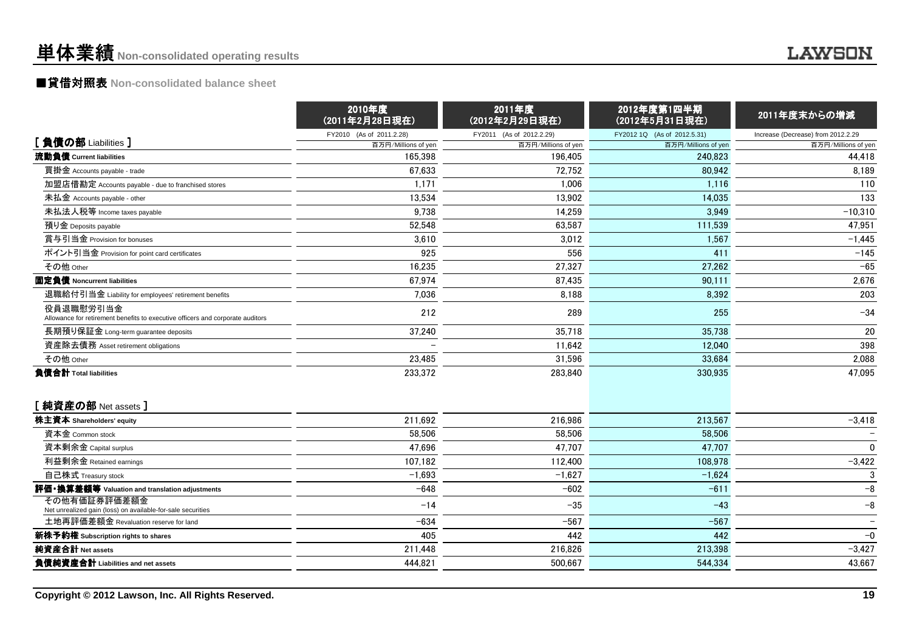# 単体業績 Non-consolidated operating results

## ■貸借対照表 Non-consolidated balance sheet

| | 2010年度（2011年2月28日現在） | 2011年度（2012年2月29日現在） | 2012年度第1四半期（2012年5月31日現在） | 2011年度末からの増減 |
|---|---|---|---|---|
| | FY2010 (As of 2011.2.28) | FY2011 (As of 2012.2.29) | FY2012 1Q (As of 2012.5.31) | Increase (Decrease) from 2012.2.29 |
| **[ 負債の部 Liabilities ]** | 百万円/Millions of yen | 百万円/Millions of yen | 百万円/Millions of yen | 百万円/Millions of yen |
| **流動負債 Current liabilities** | 165,398 | 196,405 | 240,823 | 44,418 |
| 買掛金 Accounts payable - trade | 67,633 | 72,752 | 80,942 | 8,189 |
| 加盟店借勘定 Accounts payable - due to franchised stores | 1,171 | 1,006 | 1,116 | 110 |
| 未払金 Accounts payable - other | 13,534 | 13,902 | 14,035 | 133 |
| 未払法人税等 Income taxes payable | 9,738 | 14,259 | 3,949 | −10,310 |
| 預り金 Deposits payable | 52,548 | 63,587 | 111,539 | 47,951 |
| 賞与引当金 Provision for bonuses | 3,610 | 3,012 | 1,567 | −1,445 |
| ポイント引当金 Provision for point card certificates | 925 | 556 | 411 | −145 |
| その他 Other | 16,235 | 27,327 | 27,262 | −65 |
| **固定負債 Noncurrent liabilities** | 67,974 | 87,435 | 90,111 | 2,676 |
| 退職給付引当金 Liability for employees' retirement benefits | 7,036 | 8,188 | 8,392 | 203 |
| 役員退職慰労引当金 Allowance for retirement benefits to executive officers and corporate auditors | 212 | 289 | 255 | −34 |
| 長期預り保証金 Long-term guarantee deposits | 37,240 | 35,718 | 35,738 | 20 |
| 資産除去債務 Asset retirement obligations | − | 11,642 | 12,040 | 398 |
| その他 Other | 23,485 | 31,596 | 33,684 | 2,088 |
| **負債合計 Total liabilities** | 233,372 | 283,840 | 330,935 | 47,095 |
| **[ 純資産の部 Net assets ]** | | | | |
| **株主資本 Shareholders' equity** | 211,692 | 216,986 | 213,567 | −3,418 |
| 資本金 Common stock | 58,506 | 58,506 | 58,506 | − |
| 資本剰余金 Capital surplus | 47,696 | 47,707 | 47,707 | 0 |
| 利益剰余金 Retained earnings | 107,182 | 112,400 | 108,978 | −3,422 |
| 自己株式 Treasury stock | −1,693 | −1,627 | −1,624 | 3 |
| **評価・換算差額等 Valuation and translation adjustments** | −648 | −602 | −611 | −8 |
| その他有価証券評価差額金 Net unrealized gain (loss) on available-for-sale securities | −14 | −35 | −43 | −8 |
| 土地再評価差額金 Revaluation reserve for land | −634 | −567 | −567 | − |
| **新株予約権 Subscription rights to shares** | 405 | 442 | 442 | −0 |
| **純資産合計 Net assets** | 211,448 | 216,826 | 213,398 | −3,427 |
| **負債純資産合計 Liabilities and net assets** | 444,821 | 500,667 | 544,334 | 43,667 |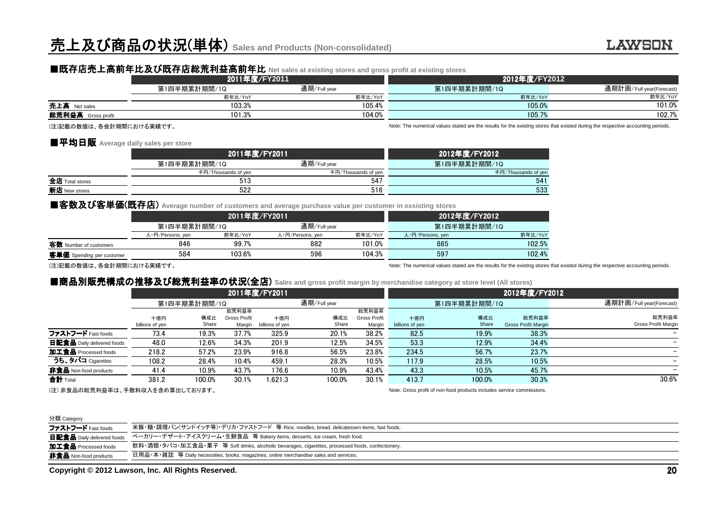# 売上及び商品の状況(単体) Sales and Products (Non-consolidated)

LAWSON

## ■既存店売上高前年比及び既存店総荒利益高前年比 Net sales at existing stores and gross profit at existing stores

| | 2011年度/FY2011 | | 2012年度/FY2012 | |
|---|---|---|---|---|
| | 第1四半期累計期間/1Q | 通期/Full year | 第1四半期累計期間/1Q | 通期計画/Full year(Forecast) |
| | 前年比/YoY | 前年比/YoY | 前年比/YoY | 前年比/YoY |
| 売上高 Net sales | 103.3% | 105.4% | 105.0% | 101.0% |
| 総荒利益高 Gross profit | 101.3% | 104.0% | 105.7% | 102.7% |

(注)記載の数値は、各会計期間における実績です。

Note: The numerical values stated are the results for the existing stores that existed during the respective accounting periods.

## ■平均日販 Average daily sales per store

| | 2011年度/FY2011 | | 2012年度/FY2012 |
|---|---|---|---|
| | 第1四半期累計期間/1Q | 通期/Full year | 第1四半期累計期間/1Q |
| | 千円/Thousands of yen | 千円/Thousands of yen | 千円/Thousands of yen |
| 全店 Total stores | 513 | 547 | 541 |
| 新店 New stores | 522 | 516 | 533 |

## ■客数及び客単価(既存店) Average number of customers and average purchase value per customer in exsisting stores

| | 2011年度/FY2011 | | | | 2012年度/FY2012 | |
|---|---|---|---|---|---|---|
| | 第1四半期累計期間/1Q | | 通期/Full year | | 第1四半期累計期間/1Q | |
| | 人・円/Persons, yen | 前年比/YoY | 人・円/Persons, yen | 前年比/YoY | 人・円/Persons, yen | 前年比/YoY |
| 客数 Number of customers | 846 | 99.7% | 882 | 101.0% | 865 | 102.5% |
| 客単価 Spending per customer | 584 | 103.6% | 596 | 104.3% | 597 | 102.4% |

(注)記載の数値は、各会計期間における実績です。

Note: The numerical values stated are the results for the existing stores that existed during the respective accounting periods.

## ■商品別販売構成の推移及び総荒利益率の状況(全店) Sales and gross profit margin by merchandise category at store level (All stores)

| | 2011年度/FY2011 | | | | | | 2012年度/FY2012 | | | |
|---|---|---|---|---|---|---|---|---|---|---|
| | 第1四半期累計期間/1Q | | | 通期/Full year | | | 第1四半期累計期間/1Q | | | 通期計画/Full year(Forecast) |
| | 十億円 billions of yen | 構成比 Share | 総荒利益率 Gross Profit Margin | 十億円 billions of yen | 構成比 Share | 総荒利益率 Gross Profit Margin | 十億円 billions of yen | 構成比 Share | 総荒利益率 Gross Profit Margin | 総荒利益率 Gross Profit Margin |
| ファストフード Fast foods | 73.4 | 19.3% | 37.7% | 325.9 | 20.1% | 38.2% | 82.5 | 19.9% | 38.3% | － |
| 日配食品 Daily delivered foods | 48.0 | 12.6% | 34.3% | 201.9 | 12.5% | 34.5% | 53.3 | 12.9% | 34.4% | － |
| 加工食品 Processed foods | 218.2 | 57.2% | 23.9% | 916.8 | 56.5% | 23.8% | 234.5 | 56.7% | 23.7% | － |
| うち、タバコ Cigarettes | 108.2 | 28.4% | 10.4% | 459.1 | 28.3% | 10.5% | 117.9 | 28.5% | 10.5% | － |
| 非食品 Non-food products | 41.4 | 10.9% | 43.7% | 176.6 | 10.9% | 43.4% | 43.3 | 10.5% | 45.7% | － |
| 合計 Total | 381.2 | 100.0% | 30.1% | 1,621.3 | 100.0% | 30.1% | 413.7 | 100.0% | 30.3% | 30.6% |

(注) 非食品の総荒利益率は、手数料収入を含め算出しております。

Note: Gross profit of non-food products includes service commissions.

| 分類 Category | |
|---|---|
| ファストフード Fast foods | 米飯・麺・調理パン(サンドイッチ等)・デリカ・ファストフード　等 Rice, noodles, bread, delicatessen items, fast foods. |
| 日配食品 Daily delivered foods | ベーカリー・デザート・アイスクリーム・生鮮食品　等 Bakery items, desserts, ice cream, fresh food. |
| 加工食品 Processed foods | 飲料・酒類・タバコ・加工食品・菓子　等 Soft drinks, alcoholic bevarages, cigarettes, processed foods, confectionery. |
| 非食品 Non-food products | 日用品・本・雑誌　等 Daily necessities, books, magazines, online merchandise sales and services. |

Copyright © 2012 Lawson, Inc. All Rights Reserved.